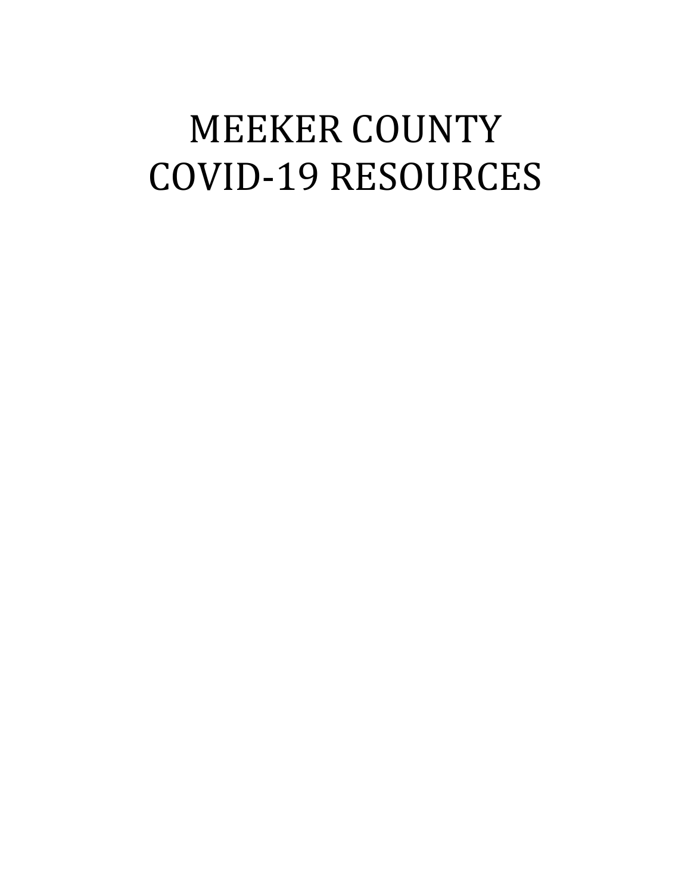# MEEKER COUNTY
# COVID-19 RESOURCES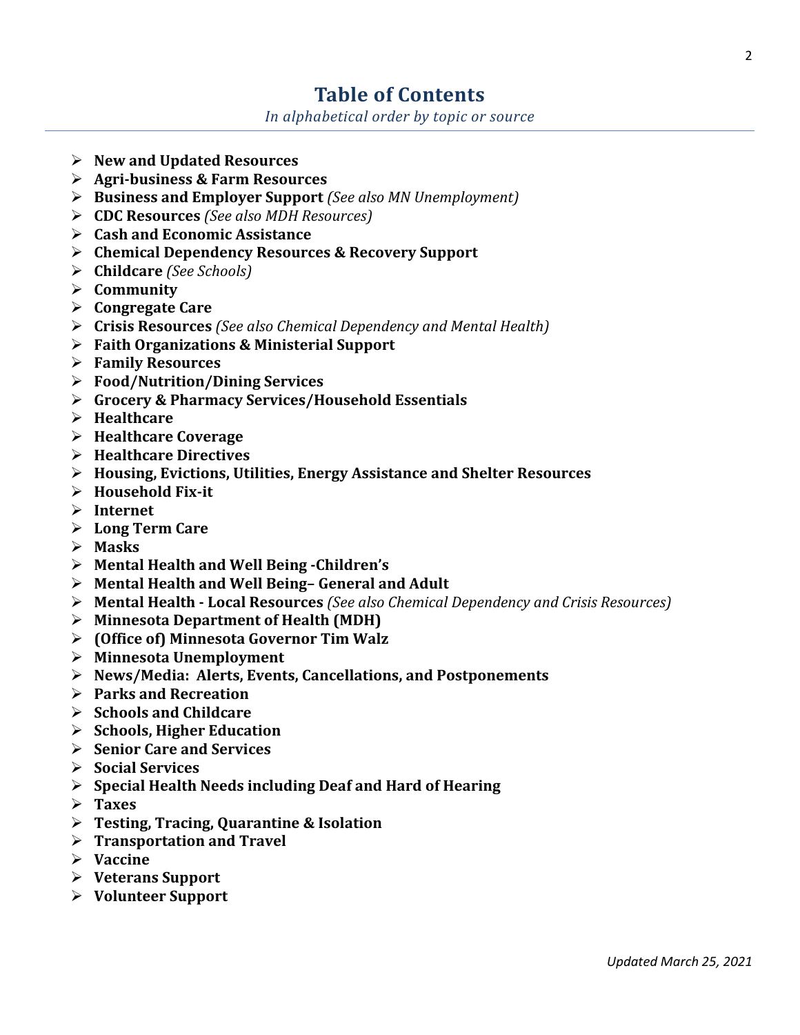# Table of Contents

*In alphabetical order by topic or source*

- **New and Updated Resources**
- **Agri-business & Farm Resources**
- **Business and Employer Support** *(See also MN Unemployment)*
- **CDC Resources** *(See also MDH Resources)*
- **Cash and Economic Assistance**
- **Chemical Dependency Resources & Recovery Support**
- **Childcare** *(See Schools)*
- **Community**
- **Congregate Care**
- **Crisis Resources** *(See also Chemical Dependency and Mental Health)*
- **Faith Organizations & Ministerial Support**
- **Family Resources**
- **Food/Nutrition/Dining Services**
- **Grocery & Pharmacy Services/Household Essentials**
- **Healthcare**
- **Healthcare Coverage**
- **Healthcare Directives**
- **Housing, Evictions, Utilities, Energy Assistance and Shelter Resources**
- **Household Fix-it**
- **Internet**
- **Long Term Care**
- **Masks**
- **Mental Health and Well Being -Children's**
- **Mental Health and Well Being– General and Adult**
- **Mental Health - Local Resources** *(See also Chemical Dependency and Crisis Resources)*
- **Minnesota Department of Health (MDH)**
- **(Office of) Minnesota Governor Tim Walz**
- **Minnesota Unemployment**
- **News/Media: Alerts, Events, Cancellations, and Postponements**
- **Parks and Recreation**
- **Schools and Childcare**
- **Schools, Higher Education**
- **Senior Care and Services**
- **Social Services**
- **Special Health Needs including Deaf and Hard of Hearing**
- **Taxes**
- **Testing, Tracing, Quarantine & Isolation**
- **Transportation and Travel**
- **Vaccine**
- **Veterans Support**
- **Volunteer Support**

*Updated March 25, 2021*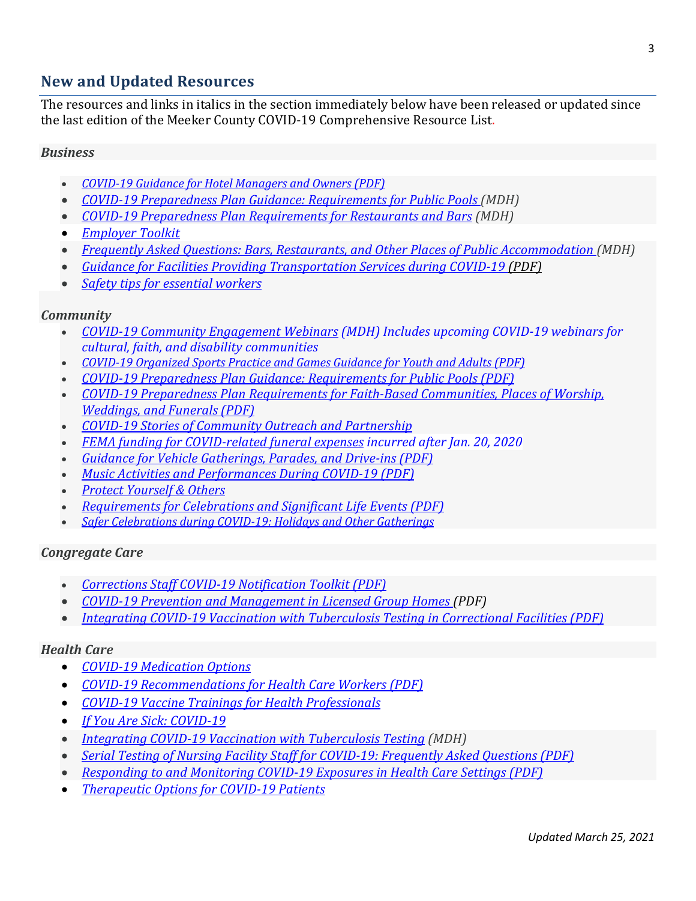## New and Updated Resources

The resources and links in italics in the section immediately below have been released or updated since the last edition of the Meeker County COVID-19 Comprehensive Resource List.

### *Business*

- *COVID-19 Guidance for Hotel Managers and Owners (PDF)*
- *COVID-19 Preparedness Plan Guidance: Requirements for Public Pools (MDH)*
- *COVID-19 Preparedness Plan Requirements for Restaurants and Bars (MDH)*
- *Employer Toolkit*
- *Frequently Asked Questions: Bars, Restaurants, and Other Places of Public Accommodation (MDH)*
- *Guidance for Facilities Providing Transportation Services during COVID-19 (PDF)*
- *Safety tips for essential workers*

### *Community*

- *COVID-19 Community Engagement Webinars (MDH) Includes upcoming COVID-19 webinars for cultural, faith, and disability communities*
- *COVID-19 Organized Sports Practice and Games Guidance for Youth and Adults (PDF)*
- *COVID-19 Preparedness Plan Guidance: Requirements for Public Pools (PDF)*
- *COVID-19 Preparedness Plan Requirements for Faith-Based Communities, Places of Worship, Weddings, and Funerals (PDF)*
- *COVID-19 Stories of Community Outreach and Partnership*
- *FEMA funding for COVID-related funeral expenses incurred after Jan. 20, 2020*
- *Guidance for Vehicle Gatherings, Parades, and Drive-ins (PDF)*
- *Music Activities and Performances During COVID-19 (PDF)*
- *Protect Yourself & Others*
- *Requirements for Celebrations and Significant Life Events (PDF)*
- *Safer Celebrations during COVID-19: Holidays and Other Gatherings*

### *Congregate Care*

- *Corrections Staff COVID-19 Notification Toolkit (PDF)*
- *COVID-19 Prevention and Management in Licensed Group Homes (PDF)*
- *Integrating COVID-19 Vaccination with Tuberculosis Testing in Correctional Facilities (PDF)*

### *Health Care*

- *COVID-19 Medication Options*
- *COVID-19 Recommendations for Health Care Workers (PDF)*
- *COVID-19 Vaccine Trainings for Health Professionals*
- *If You Are Sick: COVID-19*
- *Integrating COVID-19 Vaccination with Tuberculosis Testing (MDH)*
- *Serial Testing of Nursing Facility Staff for COVID-19: Frequently Asked Questions (PDF)*
- *Responding to and Monitoring COVID-19 Exposures in Health Care Settings (PDF)*
- *Therapeutic Options for COVID-19 Patients*

*Updated March 25, 2021*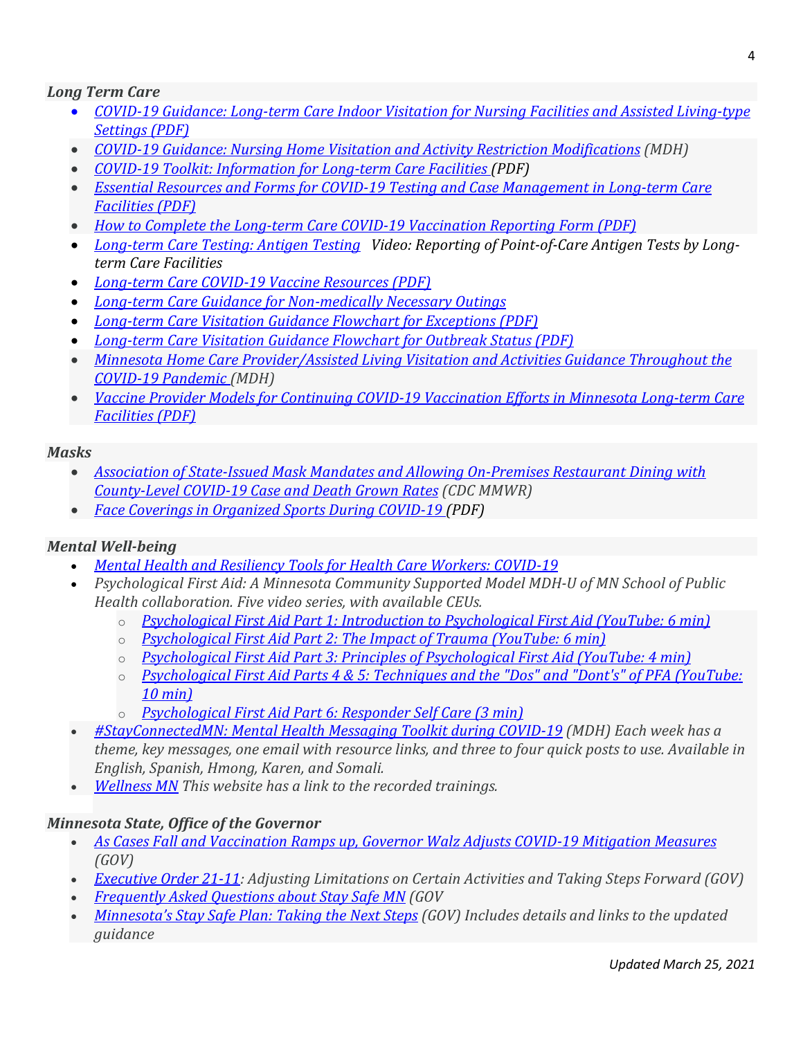### *Long Term Care*

- *COVID-19 Guidance: Long-term Care Indoor Visitation for Nursing Facilities and Assisted Living-type Settings (PDF)*
- *COVID-19 Guidance: Nursing Home Visitation and Activity Restriction Modifications (MDH)*
- *COVID-19 Toolkit: Information for Long-term Care Facilities (PDF)*
- *Essential Resources and Forms for COVID-19 Testing and Case Management in Long-term Care Facilities (PDF)*
- *How to Complete the Long-term Care COVID-19 Vaccination Reporting Form (PDF)*
- *Long-term Care Testing: Antigen Testing  Video: Reporting of Point-of-Care Antigen Tests by Long-term Care Facilities*
- *Long-term Care COVID-19 Vaccine Resources (PDF)*
- *Long-term Care Guidance for Non-medically Necessary Outings*
- *Long-term Care Visitation Guidance Flowchart for Exceptions (PDF)*
- *Long-term Care Visitation Guidance Flowchart for Outbreak Status (PDF)*
- *Minnesota Home Care Provider/Assisted Living Visitation and Activities Guidance Throughout the COVID-19 Pandemic (MDH)*
- *Vaccine Provider Models for Continuing COVID-19 Vaccination Efforts in Minnesota Long-term Care Facilities (PDF)*

### *Masks*

- *Association of State-Issued Mask Mandates and Allowing On-Premises Restaurant Dining with County-Level COVID-19 Case and Death Grown Rates (CDC MMWR)*
- *Face Coverings in Organized Sports During COVID-19 (PDF)*

### *Mental Well-being*

- *Mental Health and Resiliency Tools for Health Care Workers: COVID-19*
- *Psychological First Aid: A Minnesota Community Supported Model MDH-U of MN School of Public Health collaboration. Five video series, with available CEUs.*
  - *Psychological First Aid Part 1: Introduction to Psychological First Aid (YouTube: 6 min)*
  - *Psychological First Aid Part 2: The Impact of Trauma (YouTube: 6 min)*
  - *Psychological First Aid Part 3: Principles of Psychological First Aid (YouTube: 4 min)*
  - *Psychological First Aid Parts 4 & 5: Techniques and the "Dos" and "Dont's" of PFA (YouTube: 10 min)*
  - *Psychological First Aid Part 6: Responder Self Care (3 min)*
- *#StayConnectedMN: Mental Health Messaging Toolkit during COVID-19 (MDH) Each week has a theme, key messages, one email with resource links, and three to four quick posts to use. Available in English, Spanish, Hmong, Karen, and Somali.*
- *Wellness MN This website has a link to the recorded trainings.*

### *Minnesota State, Office of the Governor*

- *As Cases Fall and Vaccination Ramps up, Governor Walz Adjusts COVID-19 Mitigation Measures (GOV)*
- *Executive Order 21-11: Adjusting Limitations on Certain Activities and Taking Steps Forward (GOV)*
- *Frequently Asked Questions about Stay Safe MN (GOV*
- *Minnesota's Stay Safe Plan: Taking the Next Steps (GOV) Includes details and links to the updated guidance*

*Updated March 25, 2021*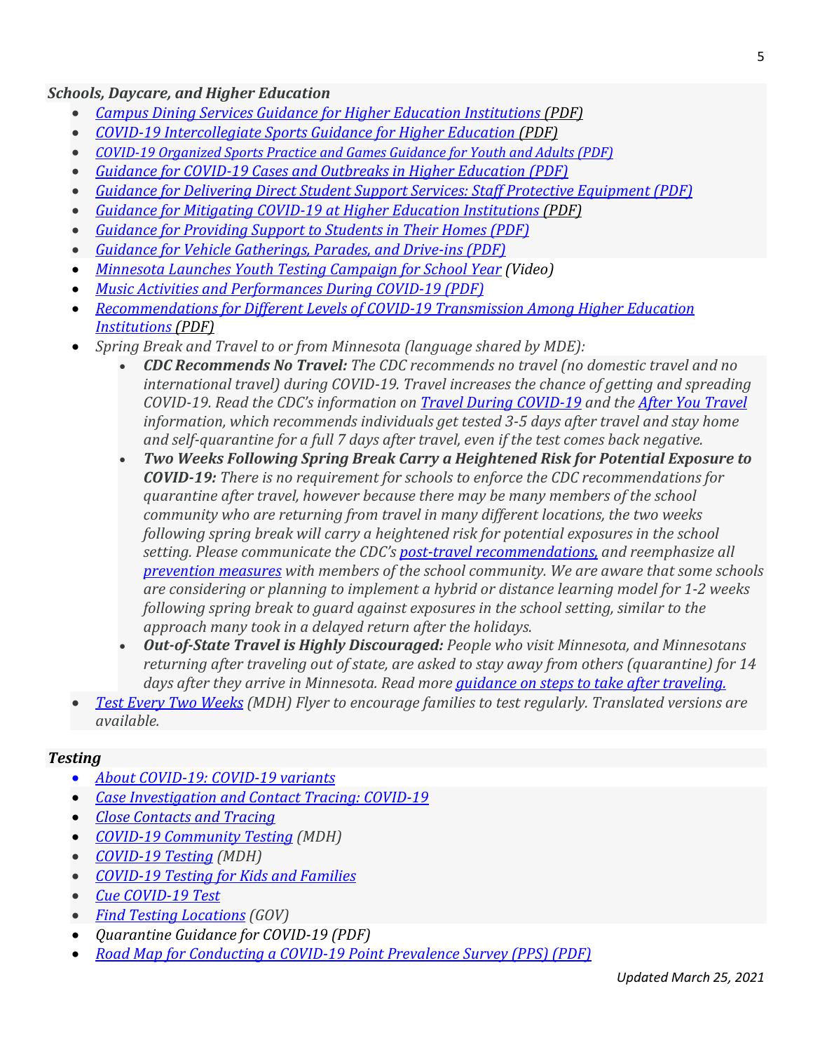### *Schools, Daycare, and Higher Education*

- *Campus Dining Services Guidance for Higher Education Institutions (PDF)*
- *COVID-19 Intercollegiate Sports Guidance for Higher Education (PDF)*
- *COVID-19 Organized Sports Practice and Games Guidance for Youth and Adults (PDF)*
- *Guidance for COVID-19 Cases and Outbreaks in Higher Education (PDF)*
- *Guidance for Delivering Direct Student Support Services: Staff Protective Equipment (PDF)*
- *Guidance for Mitigating COVID-19 at Higher Education Institutions (PDF)*
- *Guidance for Providing Support to Students in Their Homes (PDF)*
- *Guidance for Vehicle Gatherings, Parades, and Drive-ins (PDF)*
- *Minnesota Launches Youth Testing Campaign for School Year (Video)*
- *Music Activities and Performances During COVID-19 (PDF)*
- *Recommendations for Different Levels of COVID-19 Transmission Among Higher Education Institutions (PDF)*
- *Spring Break and Travel to or from Minnesota (language shared by MDE):*
  - ***CDC Recommends No Travel:*** *The CDC recommends no travel (no domestic travel and no international travel) during COVID-19. Travel increases the chance of getting and spreading COVID-19. Read the CDC's information on Travel During COVID-19 and the After You Travel information, which recommends individuals get tested 3-5 days after travel and stay home and self-quarantine for a full 7 days after travel, even if the test comes back negative.*
  - ***Two Weeks Following Spring Break Carry a Heightened Risk for Potential Exposure to COVID-19:*** *There is no requirement for schools to enforce the CDC recommendations for quarantine after travel, however because there may be many members of the school community who are returning from travel in many different locations, the two weeks following spring break will carry a heightened risk for potential exposures in the school setting. Please communicate the CDC's post-travel recommendations, and reemphasize all prevention measures with members of the school community. We are aware that some schools are considering or planning to implement a hybrid or distance learning model for 1-2 weeks following spring break to guard against exposures in the school setting, similar to the approach many took in a delayed return after the holidays.*
  - ***Out-of-State Travel is Highly Discouraged:*** *People who visit Minnesota, and Minnesotans returning after traveling out of state, are asked to stay away from others (quarantine) for 14 days after they arrive in Minnesota. Read more guidance on steps to take after traveling.*
- *Test Every Two Weeks (MDH) Flyer to encourage families to test regularly. Translated versions are available.*

### *Testing*

- *About COVID-19: COVID-19 variants*
- *Case Investigation and Contact Tracing: COVID-19*
- *Close Contacts and Tracing*
- *COVID-19 Community Testing (MDH)*
- *COVID-19 Testing (MDH)*
- *COVID-19 Testing for Kids and Families*
- *Cue COVID-19 Test*
- *Find Testing Locations (GOV)*
- *Quarantine Guidance for COVID-19 (PDF)*
- *Road Map for Conducting a COVID-19 Point Prevalence Survey (PPS) (PDF)*

*Updated March 25, 2021*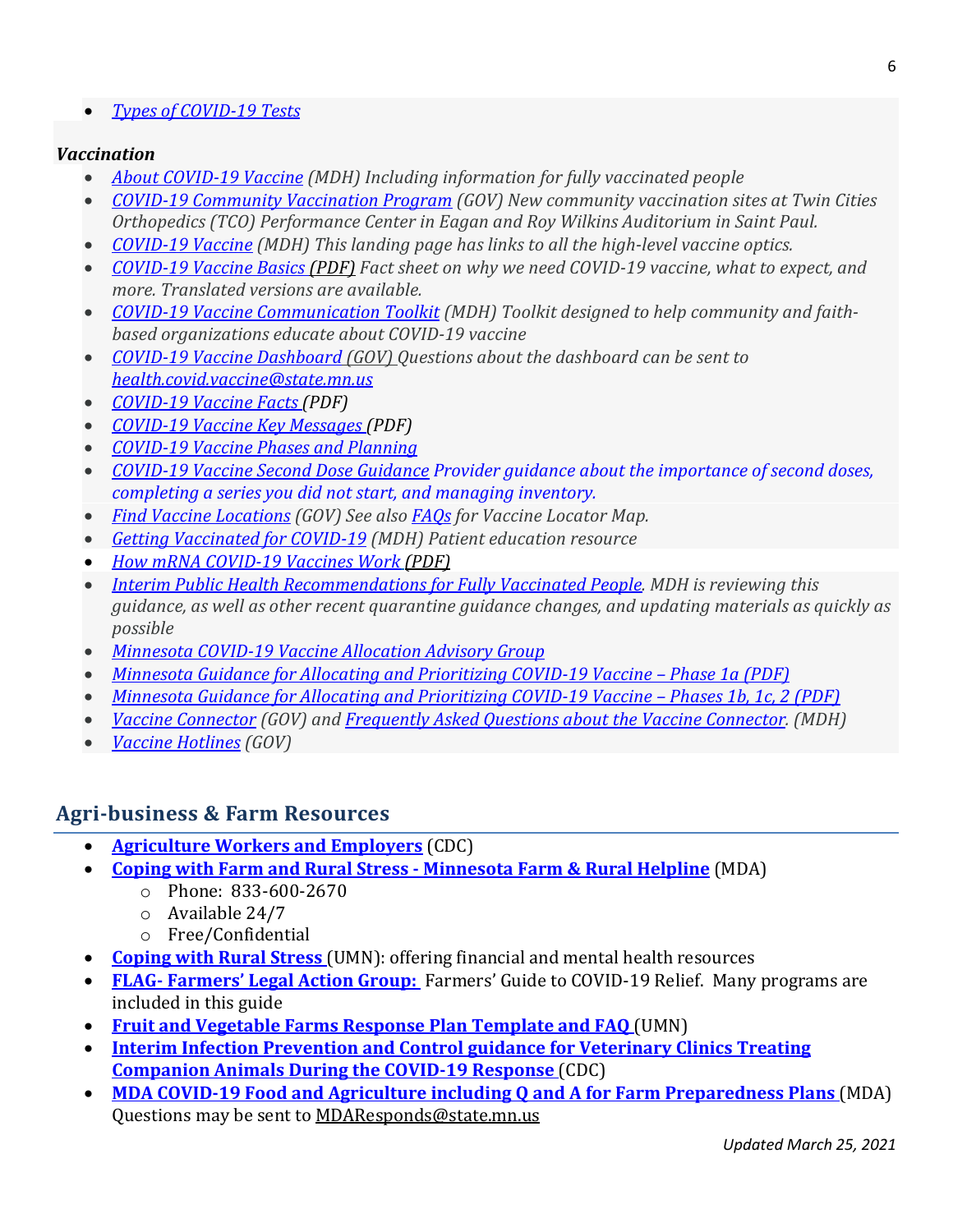- *Types of COVID-19 Tests*

***Vaccination***

- *About COVID-19 Vaccine (MDH) Including information for fully vaccinated people*
- *COVID-19 Community Vaccination Program (GOV) New community vaccination sites at Twin Cities Orthopedics (TCO) Performance Center in Eagan and Roy Wilkins Auditorium in Saint Paul.*
- *COVID-19 Vaccine (MDH) This landing page has links to all the high-level vaccine optics.*
- *COVID-19 Vaccine Basics (PDF) Fact sheet on why we need COVID-19 vaccine, what to expect, and more. Translated versions are available.*
- *COVID-19 Vaccine Communication Toolkit (MDH) Toolkit designed to help community and faith-based organizations educate about COVID-19 vaccine*
- *COVID-19 Vaccine Dashboard (GOV) Questions about the dashboard can be sent to health.covid.vaccine@state.mn.us*
- *COVID-19 Vaccine Facts (PDF)*
- *COVID-19 Vaccine Key Messages (PDF)*
- *COVID-19 Vaccine Phases and Planning*
- *COVID-19 Vaccine Second Dose Guidance Provider guidance about the importance of second doses, completing a series you did not start, and managing inventory.*
- *Find Vaccine Locations (GOV) See also FAQs for Vaccine Locator Map.*
- *Getting Vaccinated for COVID-19 (MDH) Patient education resource*
- *How mRNA COVID-19 Vaccines Work (PDF)*
- *Interim Public Health Recommendations for Fully Vaccinated People. MDH is reviewing this guidance, as well as other recent quarantine guidance changes, and updating materials as quickly as possible*
- *Minnesota COVID-19 Vaccine Allocation Advisory Group*
- *Minnesota Guidance for Allocating and Prioritizing COVID-19 Vaccine – Phase 1a (PDF)*
- *Minnesota Guidance for Allocating and Prioritizing COVID-19 Vaccine – Phases 1b, 1c, 2 (PDF)*
- *Vaccine Connector (GOV) and Frequently Asked Questions about the Vaccine Connector. (MDH)*
- *Vaccine Hotlines (GOV)*

## Agri-business & Farm Resources

- **Agriculture Workers and Employers** (CDC)
- **Coping with Farm and Rural Stress - Minnesota Farm & Rural Helpline** (MDA)
  - Phone: 833-600-2670
  - Available 24/7
  - Free/Confidential
- **Coping with Rural Stress** (UMN): offering financial and mental health resources
- **FLAG- Farmers' Legal Action Group:** Farmers' Guide to COVID-19 Relief. Many programs are included in this guide
- **Fruit and Vegetable Farms Response Plan Template and FAQ** (UMN)
- **Interim Infection Prevention and Control guidance for Veterinary Clinics Treating Companion Animals During the COVID-19 Response** (CDC)
- **MDA COVID-19 Food and Agriculture including Q and A for Farm Preparedness Plans** (MDA) Questions may be sent to MDAResponds@state.mn.us

*Updated March 25, 2021*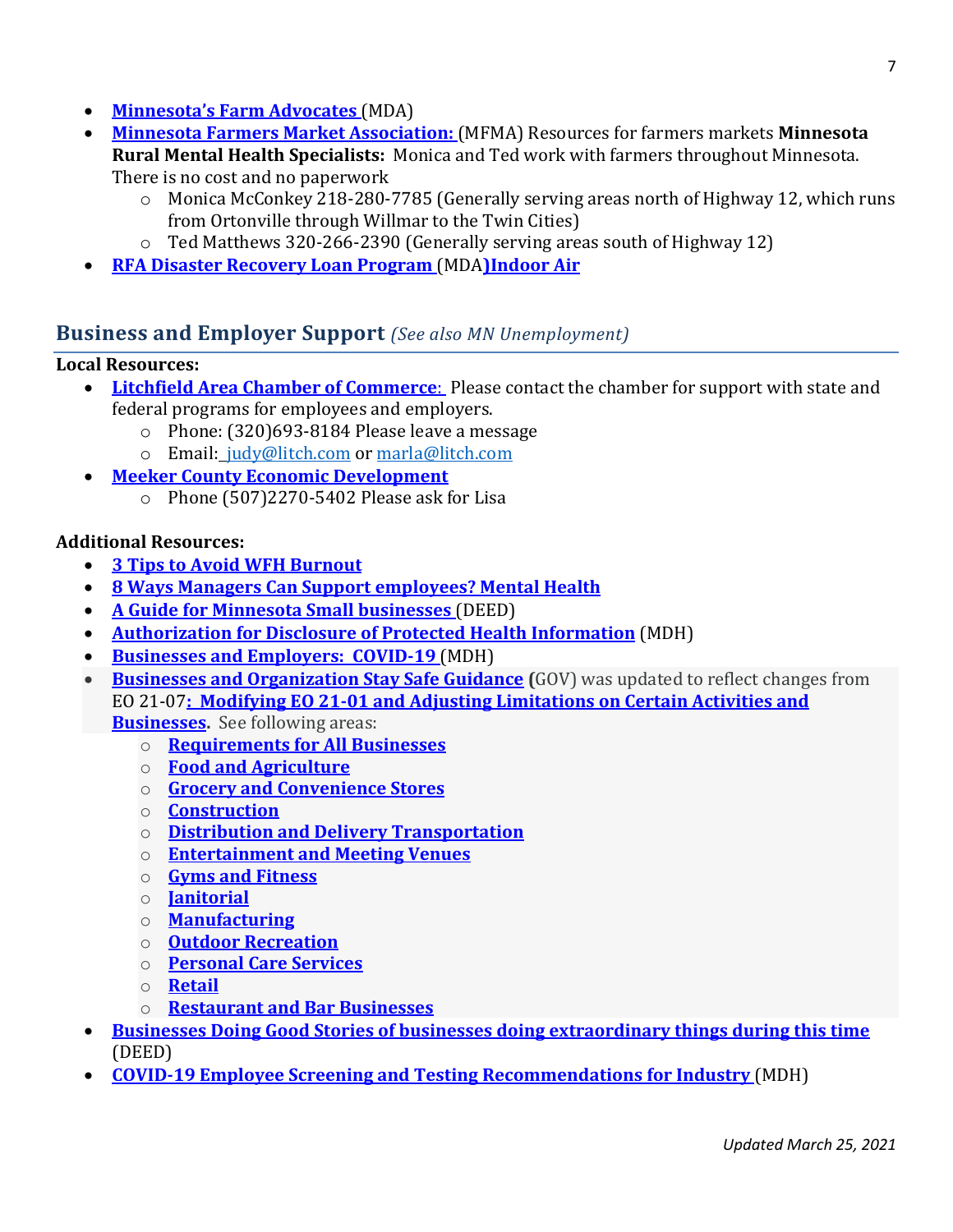- **Minnesota's Farm Advocates** (MDA)
- **Minnesota Farmers Market Association:** (MFMA) Resources for farmers markets **Minnesota Rural Mental Health Specialists:** Monica and Ted work with farmers throughout Minnesota. There is no cost and no paperwork
    - Monica McConkey 218-280-7785 (Generally serving areas north of Highway 12, which runs from Ortonville through Willmar to the Twin Cities)
    - Ted Matthews 320-266-2390 (Generally serving areas south of Highway 12)
- **RFA Disaster Recovery Loan Program** (MDA)**Indoor Air**

## Business and Employer Support *(See also MN Unemployment)*

**Local Resources:**

- **Litchfield Area Chamber of Commerce**: Please contact the chamber for support with state and federal programs for employees and employers.
    - Phone: (320)693-8184 Please leave a message
    - Email: judy@litch.com or marla@litch.com
- **Meeker County Economic Development**
    - Phone (507)2270-5402 Please ask for Lisa

**Additional Resources:**

- **3 Tips to Avoid WFH Burnout**
- **8 Ways Managers Can Support employees? Mental Health**
- **A Guide for Minnesota Small businesses** (DEED)
- **Authorization for Disclosure of Protected Health Information** (MDH)
- **Businesses and Employers: COVID-19** (MDH)
- **Businesses and Organization Stay Safe Guidance** **(**GOV) was updated to reflect changes from EO 21-07**: Modifying EO 21-01 and Adjusting Limitations on Certain Activities and Businesses.** See following areas:
    - **Requirements for All Businesses**
    - **Food and Agriculture**
    - **Grocery and Convenience Stores**
    - **Construction**
    - **Distribution and Delivery Transportation**
    - **Entertainment and Meeting Venues**
    - **Gyms and Fitness**
    - **Janitorial**
    - **Manufacturing**
    - **Outdoor Recreation**
    - **Personal Care Services**
    - **Retail**
    - **Restaurant and Bar Businesses**
- **Businesses Doing Good Stories of businesses doing extraordinary things during this time** (DEED)
- **COVID-19 Employee Screening and Testing Recommendations for Industry** (MDH)

*Updated March 25, 2021*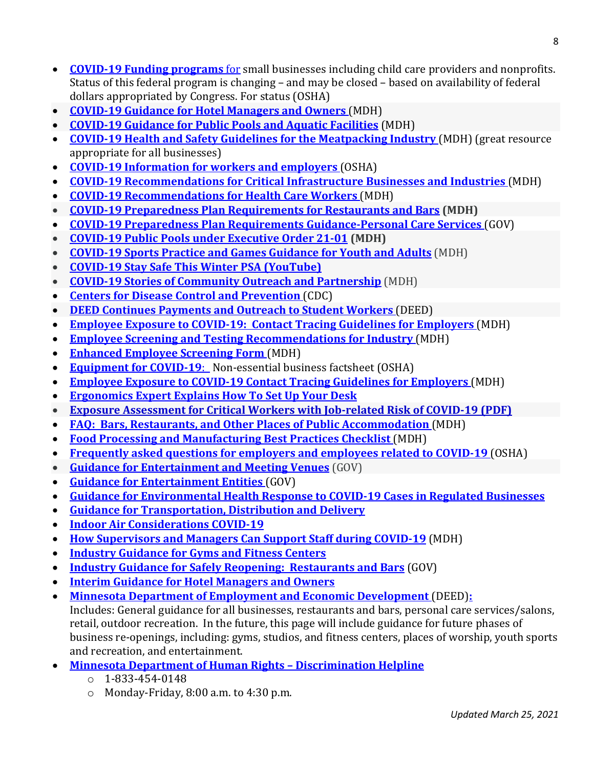- **COVID-19 Funding programs** for small businesses including child care providers and nonprofits. Status of this federal program is changing – and may be closed – based on availability of federal dollars appropriated by Congress. For status (OSHA)
- **COVID-19 Guidance for Hotel Managers and Owners** (MDH)
- **COVID-19 Guidance for Public Pools and Aquatic Facilities** (MDH)
- **COVID-19 Health and Safety Guidelines for the Meatpacking Industry** (MDH) (great resource appropriate for all businesses)
- **COVID-19 Information for workers and employers** (OSHA)
- **COVID-19 Recommendations for Critical Infrastructure Businesses and Industries** (MDH)
- **COVID-19 Recommendations for Health Care Workers** (MDH)
- **COVID-19 Preparedness Plan Requirements for Restaurants and Bars (MDH)**
- **COVID-19 Preparedness Plan Requirements Guidance-Personal Care Services** (GOV)
- **COVID-19 Public Pools under Executive Order 21-01 (MDH)**
- **COVID-19 Sports Practice and Games Guidance for Youth and Adults** (MDH)
- **COVID-19 Stay Safe This Winter PSA (YouTube)**
- **COVID-19 Stories of Community Outreach and Partnership** (MDH)
- **Centers for Disease Control and Prevention** (CDC)
- **DEED Continues Payments and Outreach to Student Workers** (DEED)
- **Employee Exposure to COVID-19: Contact Tracing Guidelines for Employers** (MDH)
- **Employee Screening and Testing Recommendations for Industry** (MDH)
- **Enhanced Employee Screening Form** (MDH)
- **Equipment for COVID-19**: Non-essential business factsheet (OSHA)
- **Employee Exposure to COVID-19 Contact Tracing Guidelines for Employers** (MDH)
- **Ergonomics Expert Explains How To Set Up Your Desk**
- **Exposure Assessment for Critical Workers with Job-related Risk of COVID-19 (PDF)**
- **FAQ: Bars, Restaurants, and Other Places of Public Accommodation** (MDH)
- **Food Processing and Manufacturing Best Practices Checklist** (MDH)
- **Frequently asked questions for employers and employees related to COVID-19** (OSHA)
- **Guidance for Entertainment and Meeting Venues** (GOV)
- **Guidance for Entertainment Entities** (GOV)
- **Guidance for Environmental Health Response to COVID-19 Cases in Regulated Businesses**
- **Guidance for Transportation, Distribution and Delivery**
- **Indoor Air Considerations COVID-19**
- **How Supervisors and Managers Can Support Staff during COVID-19** (MDH)
- **Industry Guidance for Gyms and Fitness Centers**
- **Industry Guidance for Safely Reopening: Restaurants and Bars** (GOV)
- **Interim Guidance for Hotel Managers and Owners**
- **Minnesota Department of Employment and Economic Development** (DEED)**:** Includes: General guidance for all businesses, restaurants and bars, personal care services/salons, retail, outdoor recreation. In the future, this page will include guidance for future phases of business re-openings, including: gyms, studios, and fitness centers, places of worship, youth sports and recreation, and entertainment.
- **Minnesota Department of Human Rights – Discrimination Helpline**
  - 1-833-454-0148
  - Monday-Friday, 8:00 a.m. to 4:30 p.m.

*Updated March 25, 2021*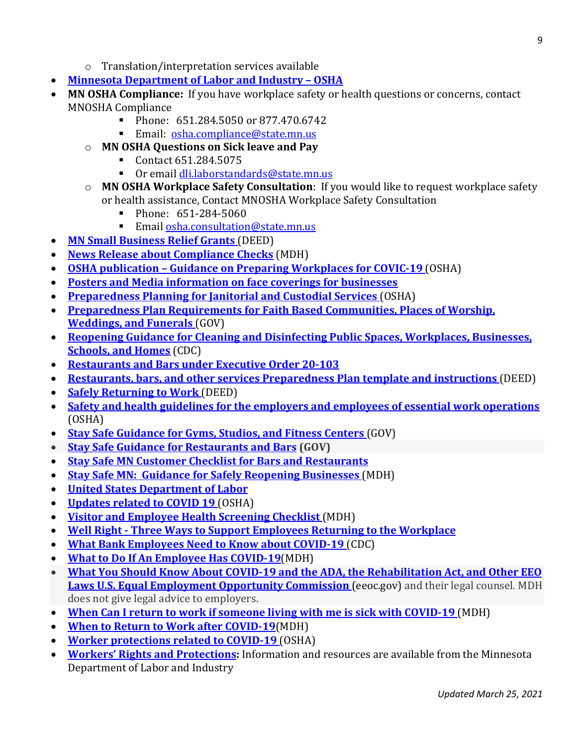- Translation/interpretation services available
- **Minnesota Department of Labor and Industry – OSHA**
- **MN OSHA Compliance:** If you have workplace safety or health questions or concerns, contact MNOSHA Compliance
        - Phone: 651.284.5050 or 877.470.6742
        - Email: osha.compliance@state.mn.us
    - **MN OSHA Questions on Sick leave and Pay**
        - Contact 651.284.5075
        - Or email dli.laborstandards@state.mn.us
    - **MN OSHA Workplace Safety Consultation**: If you would like to request workplace safety or health assistance, Contact MNOSHA Workplace Safety Consultation
        - Phone: 651-284-5060
        - Email osha.consultation@state.mn.us
- **MN Small Business Relief Grants** (DEED)
- **News Release about Compliance Checks** (MDH)
- **OSHA publication – Guidance on Preparing Workplaces for COVIC-19** (OSHA)
- **Posters and Media information on face coverings for businesses**
- **Preparedness Planning for Janitorial and Custodial Services** (OSHA)
- **Preparedness Plan Requirements for Faith Based Communities, Places of Worship, Weddings, and Funerals** (GOV)
- **Reopening Guidance for Cleaning and Disinfecting Public Spaces, Workplaces, Businesses, Schools, and Homes** (CDC)
- **Restaurants and Bars under Executive Order 20-103**
- **Restaurants, bars, and other services Preparedness Plan template and instructions** (DEED)
- **Safely Returning to Work** (DEED)
- **Safety and health guidelines for the employers and employees of essential work operations** (OSHA)
- **Stay Safe Guidance for Gyms, Studios, and Fitness Centers** (GOV)
- **Stay Safe Guidance for Restaurants and Bars (GOV)**
- **Stay Safe MN Customer Checklist for Bars and Restaurants**
- **Stay Safe MN: Guidance for Safely Reopening Businesses** (MDH)
- **United States Department of Labor**
- **Updates related to COVID 19** (OSHA)
- **Visitor and Employee Health Screening Checklist** (MDH)
- **Well Right - Three Ways to Support Employees Returning to the Workplace**
- **What Bank Employees Need to Know about COVID-19** (CDC)
- **What to Do If An Employee Has COVID-19**(MDH)
- **What You Should Know About COVID-19 and the ADA, the Rehabilitation Act, and Other EEO Laws U.S. Equal Employment Opportunity Commission** (eeoc.gov) and their legal counsel. MDH does not give legal advice to employers.
- **When Can I return to work if someone living with me is sick with COVID-19** (MDH)
- **When to Return to Work after COVID-19**(MDH)
- **Worker protections related to COVID-19** (OSHA)
- **Workers' Rights and Protections:** Information and resources are available from the Minnesota Department of Labor and Industry

*Updated March 25, 2021*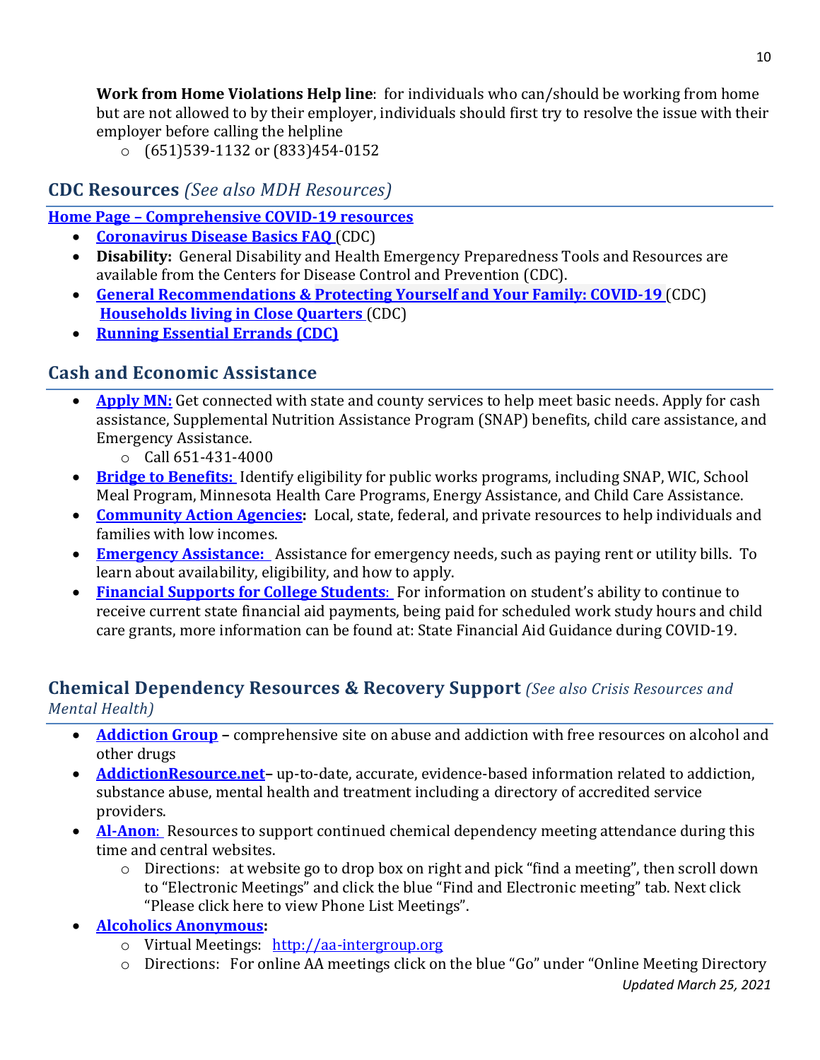**Work from Home Violations Help line**: for individuals who can/should be working from home but are not allowed to by their employer, individuals should first try to resolve the issue with their employer before calling the helpline

- (651)539-1132 or (833)454-0152

## CDC Resources *(See also MDH Resources)*

**Home Page – Comprehensive COVID-19 resources**

- **Coronavirus Disease Basics FAQ** (CDC)
- **Disability:** General Disability and Health Emergency Preparedness Tools and Resources are available from the Centers for Disease Control and Prevention (CDC).
- **General Recommendations & Protecting Yourself and Your Family: COVID-19** (CDC) **Households living in Close Quarters** (CDC)
- **Running Essential Errands (CDC)**

## Cash and Economic Assistance

- **Apply MN:** Get connected with state and county services to help meet basic needs. Apply for cash assistance, Supplemental Nutrition Assistance Program (SNAP) benefits, child care assistance, and Emergency Assistance.
  - Call 651-431-4000
- **Bridge to Benefits:** Identify eligibility for public works programs, including SNAP, WIC, School Meal Program, Minnesota Health Care Programs, Energy Assistance, and Child Care Assistance.
- **Community Action Agencies:** Local, state, federal, and private resources to help individuals and families with low incomes.
- **Emergency Assistance:** Assistance for emergency needs, such as paying rent or utility bills. To learn about availability, eligibility, and how to apply.
- **Financial Supports for College Students**: For information on student's ability to continue to receive current state financial aid payments, being paid for scheduled work study hours and child care grants, more information can be found at: State Financial Aid Guidance during COVID-19.

## Chemical Dependency Resources & Recovery Support *(See also Crisis Resources and Mental Health)*

- **Addiction Group** – comprehensive site on abuse and addiction with free resources on alcohol and other drugs
- **AddictionResource.net**– up-to-date, accurate, evidence-based information related to addiction, substance abuse, mental health and treatment including a directory of accredited service providers.
- **Al-Anon**: Resources to support continued chemical dependency meeting attendance during this time and central websites.
  - Directions: at website go to drop box on right and pick "find a meeting", then scroll down to "Electronic Meetings" and click the blue "Find and Electronic meeting" tab. Next click "Please click here to view Phone List Meetings".
- **Alcoholics Anonymous:**
  - Virtual Meetings: http://aa-intergroup.org
  - Directions: For online AA meetings click on the blue "Go" under "Online Meeting Directory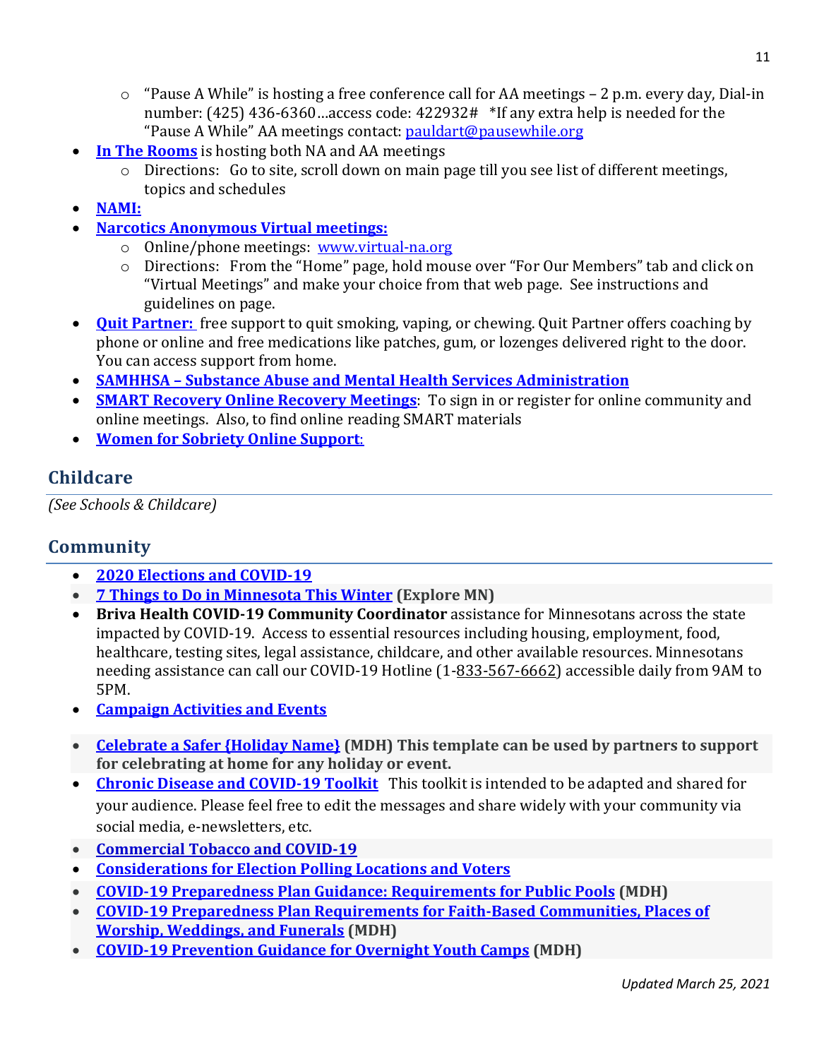- "Pause A While" is hosting a free conference call for AA meetings – 2 p.m. every day, Dial-in number: (425) 436-6360…access code: 422932# *If any extra help is needed for the "Pause A While" AA meetings contact: pauldart@pausewhile.org
- **In The Rooms** is hosting both NA and AA meetings
    - Directions: Go to site, scroll down on main page till you see list of different meetings, topics and schedules
- **NAMI:**
- **Narcotics Anonymous Virtual meetings:**
    - Online/phone meetings: www.virtual-na.org
    - Directions: From the "Home" page, hold mouse over "For Our Members" tab and click on "Virtual Meetings" and make your choice from that web page. See instructions and guidelines on page.
- **Quit Partner:** free support to quit smoking, vaping, or chewing. Quit Partner offers coaching by phone or online and free medications like patches, gum, or lozenges delivered right to the door. You can access support from home.
- **SAMHHSA – Substance Abuse and Mental Health Services Administration**
- **SMART Recovery Online Recovery Meetings**: To sign in or register for online community and online meetings. Also, to find online reading SMART materials
- **Women for Sobriety Online Support**:

## Childcare

*(See Schools & Childcare)*

## Community

- **2020 Elections and COVID-19**
- **7 Things to Do in Minnesota This Winter** **(Explore MN)**
- **Briva Health COVID-19 Community Coordinator** assistance for Minnesotans across the state impacted by COVID-19. Access to essential resources including housing, employment, food, healthcare, testing sites, legal assistance, childcare, and other available resources. Minnesotans needing assistance can call our COVID-19 Hotline (1-833-567-6662) accessible daily from 9AM to 5PM.
- **Campaign Activities and Events**
- **Celebrate a Safer {Holiday Name}** **(MDH) This template can be used by partners to support for celebrating at home for any holiday or event.**
- **Chronic Disease and COVID-19 Toolkit** This toolkit is intended to be adapted and shared for your audience. Please feel free to edit the messages and share widely with your community via social media, e-newsletters, etc.
- **Commercial Tobacco and COVID-19**
- **Considerations for Election Polling Locations and Voters**
- **COVID-19 Preparedness Plan Guidance: Requirements for Public Pools** **(MDH)**
- **COVID-19 Preparedness Plan Requirements for Faith-Based Communities, Places of Worship, Weddings, and Funerals** **(MDH)**
- **COVID-19 Prevention Guidance for Overnight Youth Camps** **(MDH)**

*Updated March 25, 2021*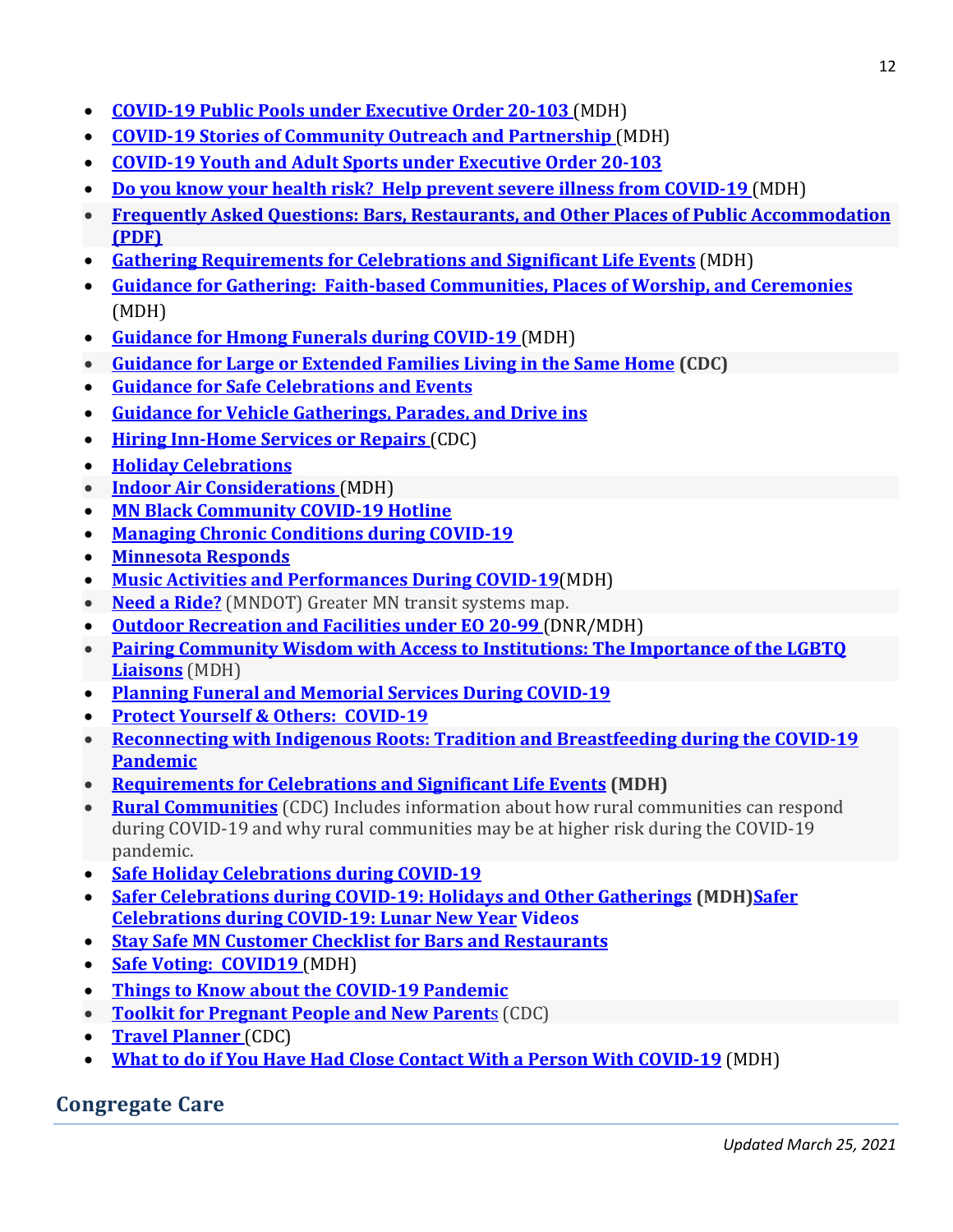- **COVID-19 Public Pools under Executive Order 20-103** (MDH)
- **COVID-19 Stories of Community Outreach and Partnership** (MDH)
- **COVID-19 Youth and Adult Sports under Executive Order 20-103**
- **Do you know your health risk? Help prevent severe illness from COVID-19** (MDH)
- **Frequently Asked Questions: Bars, Restaurants, and Other Places of Public Accommodation (PDF)**
- **Gathering Requirements for Celebrations and Significant Life Events** (MDH)
- **Guidance for Gathering: Faith-based Communities, Places of Worship, and Ceremonies** (MDH)
- **Guidance for Hmong Funerals during COVID-19** (MDH)
- **Guidance for Large or Extended Families Living in the Same Home** **(CDC)**
- **Guidance for Safe Celebrations and Events**
- **Guidance for Vehicle Gatherings, Parades, and Drive ins**
- **Hiring Inn-Home Services or Repairs** (CDC)
- **Holiday Celebrations**
- **Indoor Air Considerations** (MDH)
- **MN Black Community COVID-19 Hotline**
- **Managing Chronic Conditions during COVID-19**
- **Minnesota Responds**
- **Music Activities and Performances During COVID-19**(MDH)
- **Need a Ride?** (MNDOT) Greater MN transit systems map.
- **Outdoor Recreation and Facilities under EO 20-99** (DNR/MDH)
- **Pairing Community Wisdom with Access to Institutions: The Importance of the LGBTQ Liaisons** (MDH)
- **Planning Funeral and Memorial Services During COVID-19**
- **Protect Yourself & Others: COVID-19**
- **Reconnecting with Indigenous Roots: Tradition and Breastfeeding during the COVID-19 Pandemic**
- **Requirements for Celebrations and Significant Life Events** **(MDH)**
- **Rural Communities** (CDC) Includes information about how rural communities can respond during COVID-19 and why rural communities may be at higher risk during the COVID-19 pandemic.
- **Safe Holiday Celebrations during COVID-19**
- **Safer Celebrations during COVID-19: Holidays and Other Gatherings** **(MDH)****Safer Celebrations during COVID-19: Lunar New Year** **Videos**
- **Stay Safe MN Customer Checklist for Bars and Restaurants**
- **Safe Voting: COVID19** (MDH)
- **Things to Know about the COVID-19 Pandemic**
- **Toolkit for Pregnant People and New Parent**s (CDC)
- **Travel Planner** (CDC)
- **What to do if You Have Had Close Contact With a Person With COVID-19** (MDH)

## Congregate Care

*Updated March 25, 2021*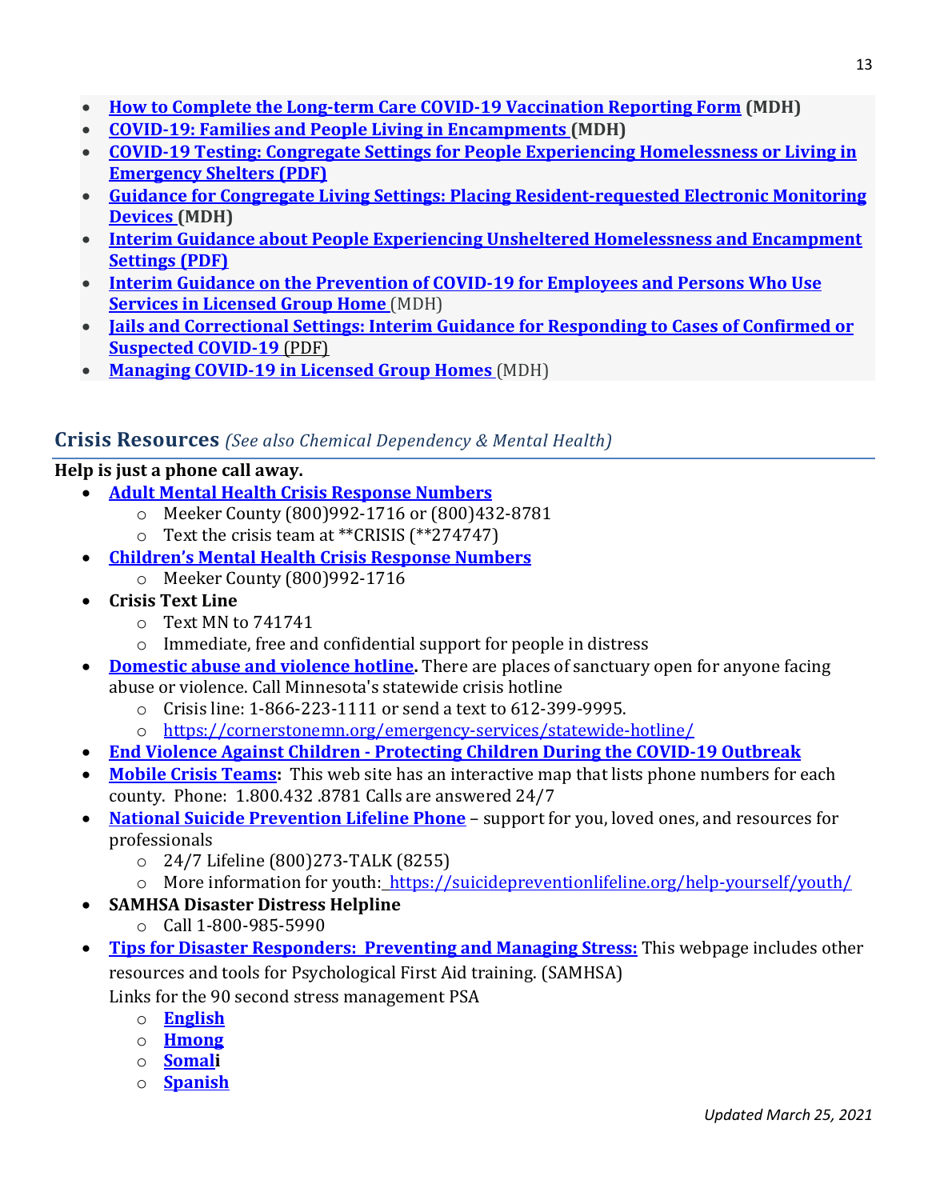- **How to Complete the Long-term Care COVID-19 Vaccination Reporting Form (MDH)**
- **COVID-19: Families and People Living in Encampments (MDH)**
- **COVID-19 Testing: Congregate Settings for People Experiencing Homelessness or Living in Emergency Shelters (PDF)**
- **Guidance for Congregate Living Settings: Placing Resident-requested Electronic Monitoring Devices (MDH)**
- **Interim Guidance about People Experiencing Unsheltered Homelessness and Encampment Settings (PDF)**
- **Interim Guidance on the Prevention of COVID-19 for Employees and Persons Who Use Services in Licensed Group Home** (MDH)
- **Jails and Correctional Settings: Interim Guidance for Responding to Cases of Confirmed or Suspected COVID-19** (PDF)
- **Managing COVID-19 in Licensed Group Homes** (MDH)

## Crisis Resources *(See also Chemical Dependency & Mental Health)*

**Help is just a phone call away.**

- **Adult Mental Health Crisis Response Numbers**
  - Meeker County (800)992-1716 or (800)432-8781
  - Text the crisis team at **CRISIS (**274747)
- **Children's Mental Health Crisis Response Numbers**
  - Meeker County (800)992-1716
- **Crisis Text Line**
  - Text MN to 741741
  - Immediate, free and confidential support for people in distress
- **Domestic abuse and violence hotline.** There are places of sanctuary open for anyone facing abuse or violence. Call Minnesota's statewide crisis hotline
  - Crisis line: 1-866-223-1111 or send a text to 612-399-9995.
  - https://cornerstonemn.org/emergency-services/statewide-hotline/
- **End Violence Against Children - Protecting Children During the COVID-19 Outbreak**
- **Mobile Crisis Teams:** This web site has an interactive map that lists phone numbers for each county. Phone: 1.800.432 .8781 Calls are answered 24/7
- **National Suicide Prevention Lifeline Phone** – support for you, loved ones, and resources for professionals
  - 24/7 Lifeline (800)273-TALK (8255)
  - More information for youth: https://suicidepreventionlifeline.org/help-yourself/youth/
- **SAMHSA Disaster Distress Helpline**
  - Call 1-800-985-5990
- **Tips for Disaster Responders: Preventing and Managing Stress:** This webpage includes other resources and tools for Psychological First Aid training. (SAMHSA)
  Links for the 90 second stress management PSA
  - **English**
  - **Hmong**
  - **Somali**
  - **Spanish**

*Updated March 25, 2021*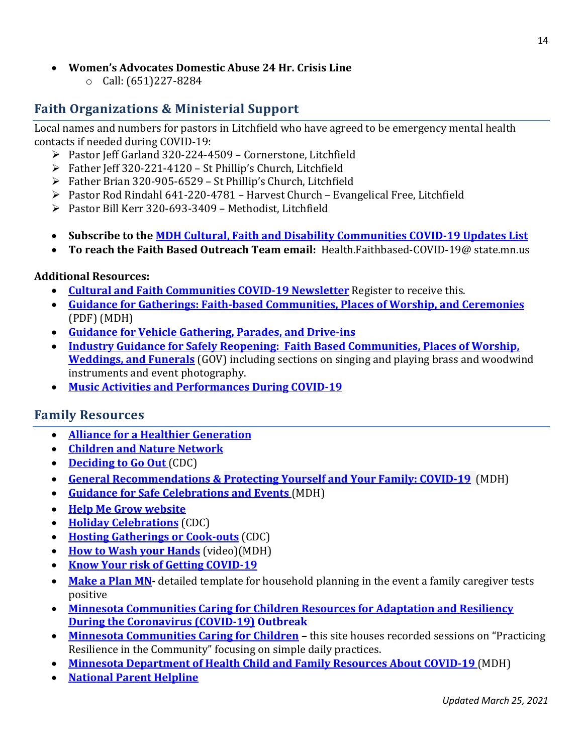- **Women's Advocates Domestic Abuse 24 Hr. Crisis Line**
  - Call: (651)227-8284

## Faith Organizations & Ministerial Support

Local names and numbers for pastors in Litchfield who have agreed to be emergency mental health contacts if needed during COVID-19:

- Pastor Jeff Garland 320-224-4509 – Cornerstone, Litchfield
- Father Jeff 320-221-4120 – St Phillip's Church, Litchfield
- Father Brian 320-905-6529 – St Phillip's Church, Litchfield
- Pastor Rod Rindahl 641-220-4781 – Harvest Church – Evangelical Free, Litchfield
- Pastor Bill Kerr 320-693-3409 – Methodist, Litchfield

- **Subscribe to the MDH Cultural, Faith and Disability Communities COVID-19 Updates List**
- **To reach the Faith Based Outreach Team email:** Health.Faithbased-COVID-19@ state.mn.us

**Additional Resources:**

- **Cultural and Faith Communities COVID-19 Newsletter** Register to receive this.
- **Guidance for Gatherings: Faith-based Communities, Places of Worship, and Ceremonies** (PDF) (MDH)
- **Guidance for Vehicle Gathering, Parades, and Drive-ins**
- **Industry Guidance for Safely Reopening: Faith Based Communities, Places of Worship, Weddings, and Funerals** (GOV) including sections on singing and playing brass and woodwind instruments and event photography.
- **Music Activities and Performances During COVID-19**

## Family Resources

- **Alliance for a Healthier Generation**
- **Children and Nature Network**
- **Deciding to Go Out** (CDC)
- **General Recommendations & Protecting Yourself and Your Family: COVID-19** (MDH)
- **Guidance for Safe Celebrations and Events** (MDH)
- **Help Me Grow website**
- **Holiday Celebrations** (CDC)
- **Hosting Gatherings or Cook-outs** (CDC)
- **How to Wash your Hands** (video)(MDH)
- **Know Your risk of Getting COVID-19**
- **Make a Plan MN-** detailed template for household planning in the event a family caregiver tests positive
- **Minnesota Communities Caring for Children Resources for Adaptation and Resiliency During the Coronavirus (COVID-19) Outbreak**
- **Minnesota Communities Caring for Children –** this site houses recorded sessions on "Practicing Resilience in the Community" focusing on simple daily practices.
- **Minnesota Department of Health Child and Family Resources About COVID-19** (MDH)
- **National Parent Helpline**

*Updated March 25, 2021*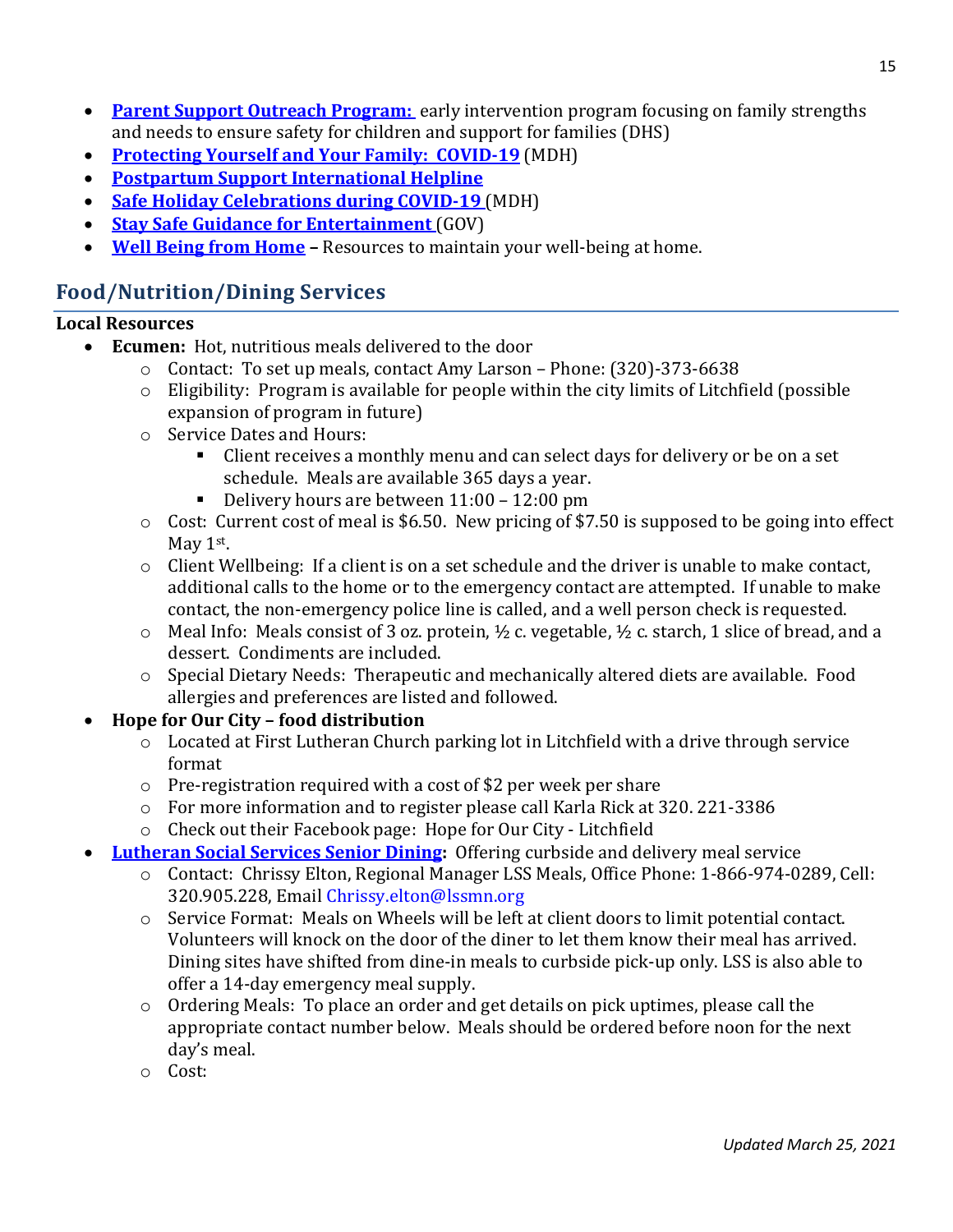- **Parent Support Outreach Program:** early intervention program focusing on family strengths and needs to ensure safety for children and support for families (DHS)
- **Protecting Yourself and Your Family: COVID-19** (MDH)
- **Postpartum Support International Helpline**
- **Safe Holiday Celebrations during COVID-19** (MDH)
- **Stay Safe Guidance for Entertainment** (GOV)
- **Well Being from Home** – Resources to maintain your well-being at home.

## Food/Nutrition/Dining Services

### Local Resources

- **Ecumen:** Hot, nutritious meals delivered to the door
  - Contact: To set up meals, contact Amy Larson – Phone: (320)-373-6638
  - Eligibility: Program is available for people within the city limits of Litchfield (possible expansion of program in future)
  - Service Dates and Hours:
    - Client receives a monthly menu and can select days for delivery or be on a set schedule. Meals are available 365 days a year.
    - Delivery hours are between 11:00 – 12:00 pm
  - Cost: Current cost of meal is $6.50. New pricing of $7.50 is supposed to be going into effect May 1st.
  - Client Wellbeing: If a client is on a set schedule and the driver is unable to make contact, additional calls to the home or to the emergency contact are attempted. If unable to make contact, the non-emergency police line is called, and a well person check is requested.
  - Meal Info: Meals consist of 3 oz. protein, ½ c. vegetable, ½ c. starch, 1 slice of bread, and a dessert. Condiments are included.
  - Special Dietary Needs: Therapeutic and mechanically altered diets are available. Food allergies and preferences are listed and followed.
- **Hope for Our City – food distribution**
  - Located at First Lutheran Church parking lot in Litchfield with a drive through service format
  - Pre-registration required with a cost of $2 per week per share
  - For more information and to register please call Karla Rick at 320. 221-3386
  - Check out their Facebook page: Hope for Our City - Litchfield
- **Lutheran Social Services Senior Dining:** Offering curbside and delivery meal service
  - Contact: Chrissy Elton, Regional Manager LSS Meals, Office Phone: 1-866-974-0289, Cell: 320.905.228, Email Chrissy.elton@lssmn.org
  - Service Format: Meals on Wheels will be left at client doors to limit potential contact. Volunteers will knock on the door of the diner to let them know their meal has arrived. Dining sites have shifted from dine-in meals to curbside pick-up only. LSS is also able to offer a 14-day emergency meal supply.
  - Ordering Meals: To place an order and get details on pick uptimes, please call the appropriate contact number below. Meals should be ordered before noon for the next day's meal.
  - Cost:

*Updated March 25, 2021*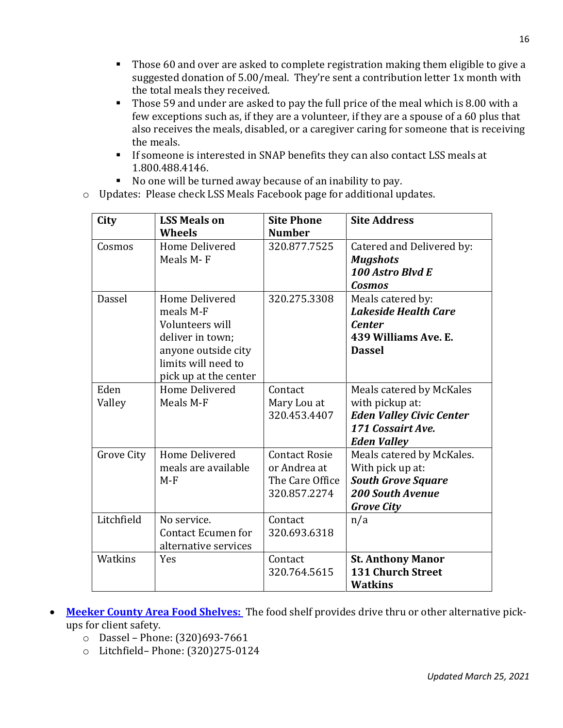- Those 60 and over are asked to complete registration making them eligible to give a suggested donation of 5.00/meal. They're sent a contribution letter 1x month with the total meals they received.
    - Those 59 and under are asked to pay the full price of the meal which is 8.00 with a few exceptions such as, if they are a volunteer, if they are a spouse of a 60 plus that also receives the meals, disabled, or a caregiver caring for someone that is receiving the meals.
    - If someone is interested in SNAP benefits they can also contact LSS meals at 1.800.488.4146.
    - No one will be turned away because of an inability to pay.
  - Updates: Please check LSS Meals Facebook page for additional updates.

| City | LSS Meals on Wheels | Site Phone Number | Site Address |
|---|---|---|---|
| Cosmos | Home Delivered Meals M- F | 320.877.7525 | Catered and Delivered by: ***Mugshots 100 Astro Blvd E Cosmos*** |
| Dassel | Home Delivered meals M-F Volunteers will deliver in town; anyone outside city limits will need to pick up at the center | 320.275.3308 | Meals catered by: ***Lakeside Health Care Center*** **439 Williams Ave. E. Dassel** |
| Eden Valley | Home Delivered Meals M-F | Contact Mary Lou at 320.453.4407 | Meals catered by McKales with pickup at: ***Eden Valley Civic Center 171 Cossairt Ave. Eden Valley*** |
| Grove City | Home Delivered meals are available M-F | Contact Rosie or Andrea at The Care Office 320.857.2274 | Meals catered by McKales. With pick up at: ***South Grove Square 200 South Avenue Grove City*** |
| Litchfield | No service. Contact Ecumen for alternative services | Contact 320.693.6318 | n/a |
| Watkins | Yes | Contact 320.764.5615 | **St. Anthony Manor 131 Church Street Watkins** |

- **Meeker County Area Food Shelves:** The food shelf provides drive thru or other alternative pick-ups for client safety.
  - Dassel – Phone: (320)693-7661
  - Litchfield– Phone: (320)275-0124

*Updated March 25, 2021*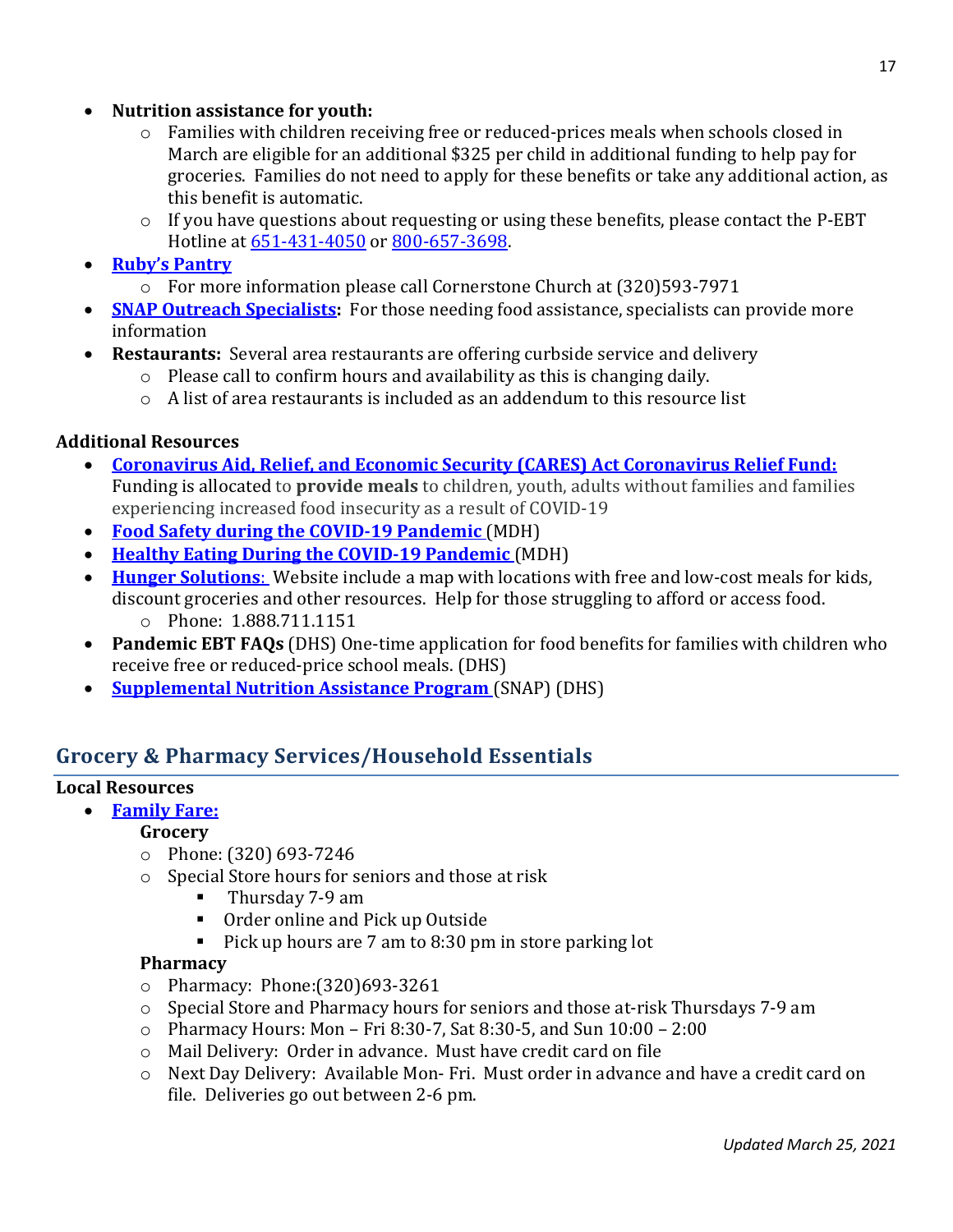- **Nutrition assistance for youth:**
  - Families with children receiving free or reduced-prices meals when schools closed in March are eligible for an additional $325 per child in additional funding to help pay for groceries. Families do not need to apply for these benefits or take any additional action, as this benefit is automatic.
  - If you have questions about requesting or using these benefits, please contact the P-EBT Hotline at 651-431-4050 or 800-657-3698.
- **Ruby's Pantry**
  - For more information please call Cornerstone Church at (320)593-7971
- **SNAP Outreach Specialists:** For those needing food assistance, specialists can provide more information
- **Restaurants:** Several area restaurants are offering curbside service and delivery
  - Please call to confirm hours and availability as this is changing daily.
  - A list of area restaurants is included as an addendum to this resource list

**Additional Resources**

- **Coronavirus Aid, Relief, and Economic Security (CARES) Act Coronavirus Relief Fund:** Funding is allocated to **provide meals** to children, youth, adults without families and families experiencing increased food insecurity as a result of COVID-19
- **Food Safety during the COVID-19 Pandemic** (MDH)
- **Healthy Eating During the COVID-19 Pandemic** (MDH)
- **Hunger Solutions**: Website include a map with locations with free and low-cost meals for kids, discount groceries and other resources. Help for those struggling to afford or access food.
  - Phone: 1.888.711.1151
- **Pandemic EBT FAQs** (DHS) One-time application for food benefits for families with children who receive free or reduced-price school meals. (DHS)
- **Supplemental Nutrition Assistance Program** (SNAP) (DHS)

## Grocery & Pharmacy Services/Household Essentials

**Local Resources**

- **Family Fare:**

  **Grocery**
  - Phone: (320) 693-7246
  - Special Store hours for seniors and those at risk
    - Thursday 7-9 am
    - Order online and Pick up Outside
    - Pick up hours are 7 am to 8:30 pm in store parking lot

  **Pharmacy**
  - Pharmacy: Phone:(320)693-3261
  - Special Store and Pharmacy hours for seniors and those at-risk Thursdays 7-9 am
  - Pharmacy Hours: Mon – Fri 8:30-7, Sat 8:30-5, and Sun 10:00 – 2:00
  - Mail Delivery: Order in advance. Must have credit card on file
  - Next Day Delivery: Available Mon- Fri. Must order in advance and have a credit card on file. Deliveries go out between 2-6 pm.

*Updated March 25, 2021*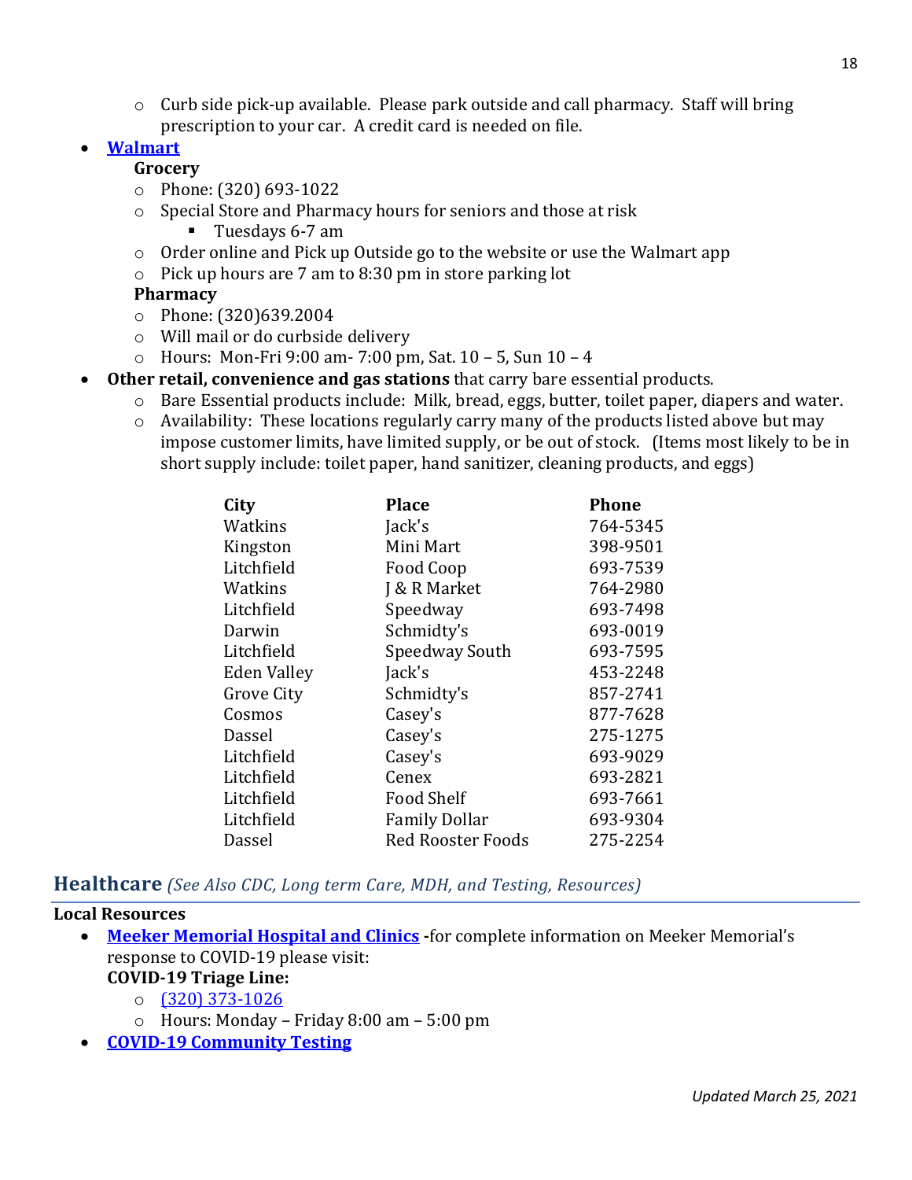- Curb side pick-up available. Please park outside and call pharmacy. Staff will bring prescription to your car. A credit card is needed on file.

- **Walmart**

  **Grocery**
  - Phone: (320) 693-1022
  - Special Store and Pharmacy hours for seniors and those at risk
    - Tuesdays 6-7 am
  - Order online and Pick up Outside go to the website or use the Walmart app
  - Pick up hours are 7 am to 8:30 pm in store parking lot

  **Pharmacy**
  - Phone: (320)639.2004
  - Will mail or do curbside delivery
  - Hours: Mon-Fri 9:00 am- 7:00 pm, Sat. 10 – 5, Sun 10 – 4

- **Other retail, convenience and gas stations** that carry bare essential products.
  - Bare Essential products include: Milk, bread, eggs, butter, toilet paper, diapers and water.
  - Availability: These locations regularly carry many of the products listed above but may impose customer limits, have limited supply, or be out of stock. (Items most likely to be in short supply include: toilet paper, hand sanitizer, cleaning products, and eggs)

| City | Place | Phone |
|---|---|---|
| Watkins | Jack's | 764-5345 |
| Kingston | Mini Mart | 398-9501 |
| Litchfield | Food Coop | 693-7539 |
| Watkins | J & R Market | 764-2980 |
| Litchfield | Speedway | 693-7498 |
| Darwin | Schmidty's | 693-0019 |
| Litchfield | Speedway South | 693-7595 |
| Eden Valley | Jack's | 453-2248 |
| Grove City | Schmidty's | 857-2741 |
| Cosmos | Casey's | 877-7628 |
| Dassel | Casey's | 275-1275 |
| Litchfield | Casey's | 693-9029 |
| Litchfield | Cenex | 693-2821 |
| Litchfield | Food Shelf | 693-7661 |
| Litchfield | Family Dollar | 693-9304 |
| Dassel | Red Rooster Foods | 275-2254 |

## Healthcare *(See Also CDC, Long term Care, MDH, and Testing, Resources)*

**Local Resources**

- **Meeker Memorial Hospital and Clinics** -for complete information on Meeker Memorial's response to COVID-19 please visit:

  **COVID-19 Triage Line:**
  - (320) 373-1026
  - Hours: Monday – Friday 8:00 am – 5:00 pm
- **COVID-19 Community Testing**

*Updated March 25, 2021*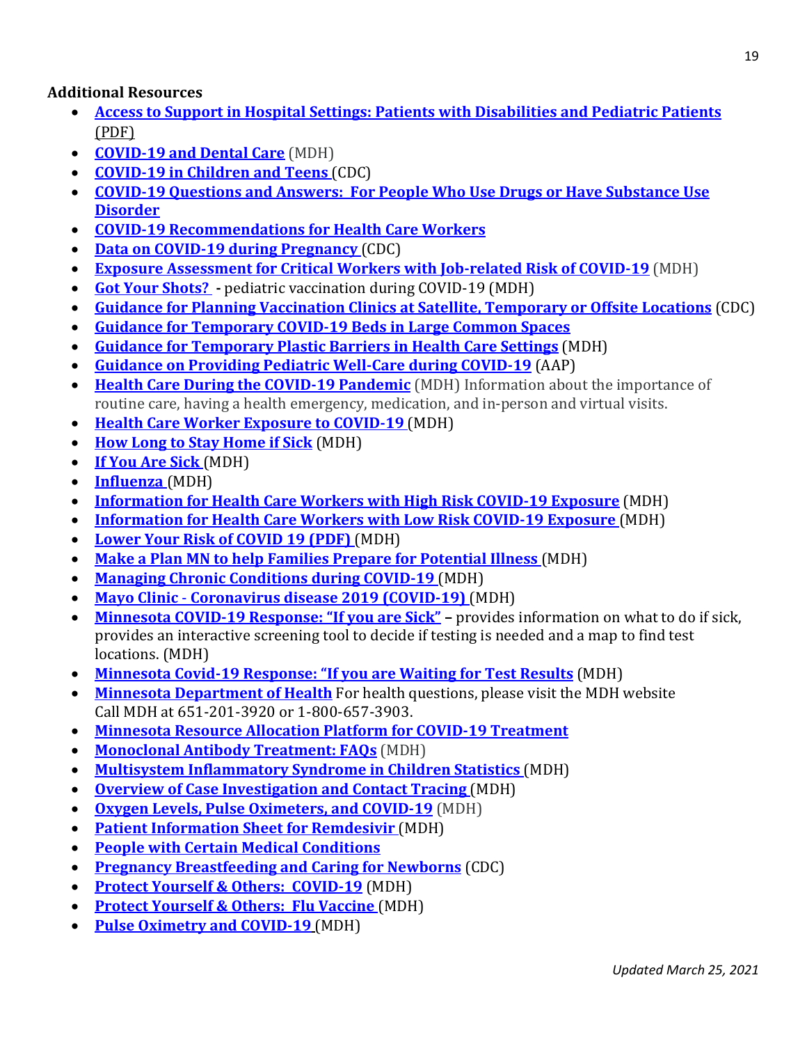**Additional Resources**

- **Access to Support in Hospital Settings: Patients with Disabilities and Pediatric Patients** (PDF)
- **COVID-19 and Dental Care** (MDH)
- **COVID-19 in Children and Teens** (CDC)
- **COVID-19 Questions and Answers: For People Who Use Drugs or Have Substance Use Disorder**
- **COVID-19 Recommendations for Health Care Workers**
- **Data on COVID-19 during Pregnancy** (CDC)
- **Exposure Assessment for Critical Workers with Job-related Risk of COVID-19** (MDH)
- **Got Your Shots?** - pediatric vaccination during COVID-19 (MDH)
- **Guidance for Planning Vaccination Clinics at Satellite, Temporary or Offsite Locations** (CDC)
- **Guidance for Temporary COVID-19 Beds in Large Common Spaces**
- **Guidance for Temporary Plastic Barriers in Health Care Settings** (MDH)
- **Guidance on Providing Pediatric Well-Care during COVID-19** (AAP)
- **Health Care During the COVID-19 Pandemic** (MDH) Information about the importance of routine care, having a health emergency, medication, and in-person and virtual visits.
- **Health Care Worker Exposure to COVID-19** (MDH)
- **How Long to Stay Home if Sick** (MDH)
- **If You Are Sick** (MDH)
- **Influenza** (MDH)
- **Information for Health Care Workers with High Risk COVID-19 Exposure** (MDH)
- **Information for Health Care Workers with Low Risk COVID-19 Exposure** (MDH)
- **Lower Your Risk of COVID 19 (PDF)** (MDH)
- **Make a Plan MN to help Families Prepare for Potential Illness** (MDH)
- **Managing Chronic Conditions during COVID-19** (MDH)
- **Mayo Clinic - Coronavirus disease 2019 (COVID-19)** (MDH)
- **Minnesota COVID-19 Response: "If you are Sick"** – provides information on what to do if sick, provides an interactive screening tool to decide if testing is needed and a map to find test locations. (MDH)
- **Minnesota Covid-19 Response: "If you are Waiting for Test Results** (MDH)
- **Minnesota Department of Health** For health questions, please visit the MDH website Call MDH at 651-201-3920 or 1-800-657-3903.
- **Minnesota Resource Allocation Platform for COVID-19 Treatment**
- **Monoclonal Antibody Treatment: FAQs** (MDH)
- **Multisystem Inflammatory Syndrome in Children Statistics** (MDH)
- **Overview of Case Investigation and Contact Tracing** (MDH)
- **Oxygen Levels, Pulse Oximeters, and COVID-19** (MDH)
- **Patient Information Sheet for Remdesivir** (MDH)
- **People with Certain Medical Conditions**
- **Pregnancy Breastfeeding and Caring for Newborns** (CDC)
- **Protect Yourself & Others: COVID-19** (MDH)
- **Protect Yourself & Others: Flu Vaccine** (MDH)
- **Pulse Oximetry and COVID-19** (MDH)

*Updated March 25, 2021*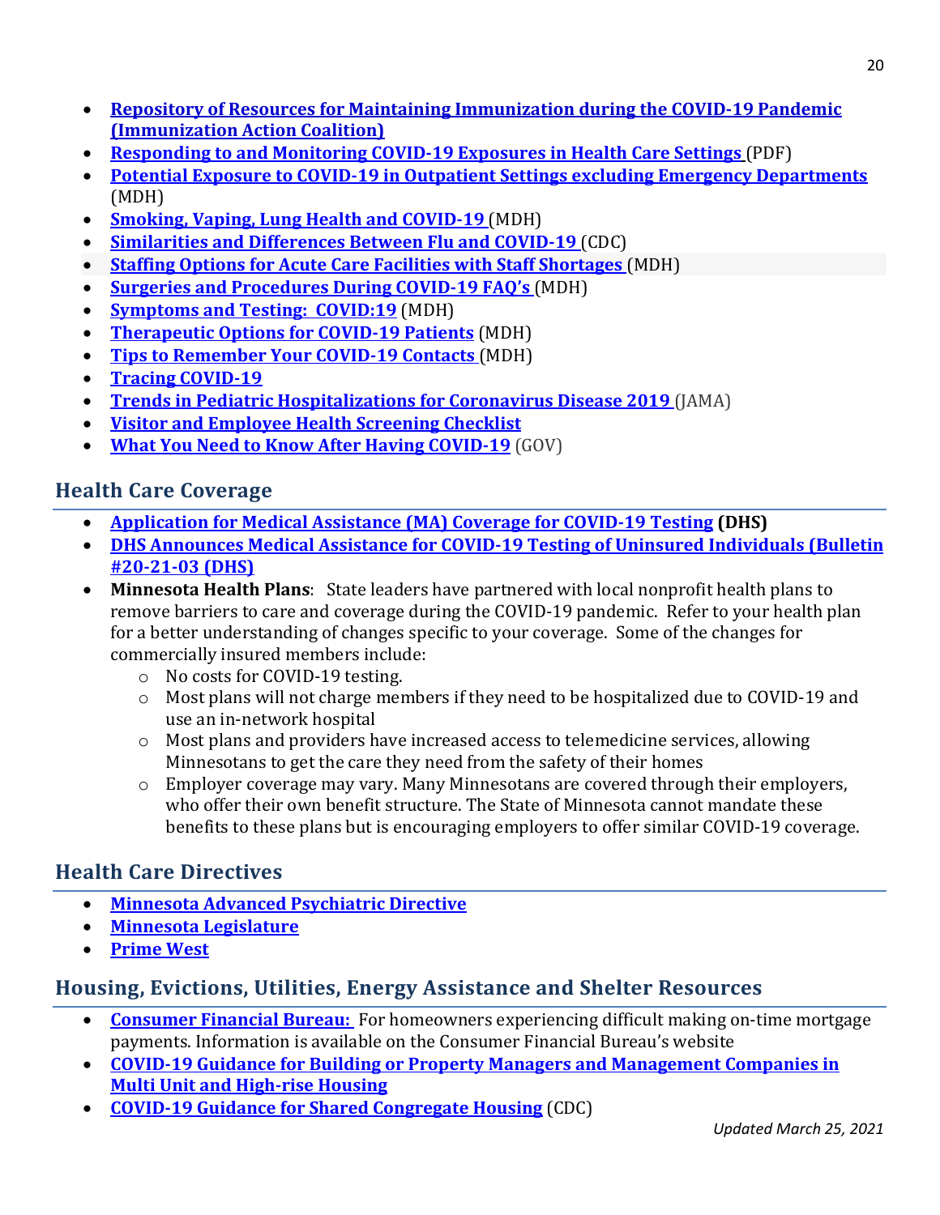- **Repository of Resources for Maintaining Immunization during the COVID-19 Pandemic (Immunization Action Coalition)**
- **Responding to and Monitoring COVID-19 Exposures in Health Care Settings** (PDF)
- **Potential Exposure to COVID-19 in Outpatient Settings excluding Emergency Departments** (MDH)
- **Smoking, Vaping, Lung Health and COVID-19** (MDH)
- **Similarities and Differences Between Flu and COVID-19** (CDC)
- **Staffing Options for Acute Care Facilities with Staff Shortages** (MDH)
- **Surgeries and Procedures During COVID-19 FAQ's** (MDH)
- **Symptoms and Testing: COVID:19** (MDH)
- **Therapeutic Options for COVID-19 Patients** (MDH)
- **Tips to Remember Your COVID-19 Contacts** (MDH)
- **Tracing COVID-19**
- **Trends in Pediatric Hospitalizations for Coronavirus Disease 2019** (JAMA)
- **Visitor and Employee Health Screening Checklist**
- **What You Need to Know After Having COVID-19** (GOV)

## Health Care Coverage

- **Application for Medical Assistance (MA) Coverage for COVID-19 Testing (DHS)**
- **DHS Announces Medical Assistance for COVID-19 Testing of Uninsured Individuals (Bulletin #20-21-03 (DHS)**
- **Minnesota Health Plans**: State leaders have partnered with local nonprofit health plans to remove barriers to care and coverage during the COVID-19 pandemic. Refer to your health plan for a better understanding of changes specific to your coverage. Some of the changes for commercially insured members include:
  - No costs for COVID-19 testing.
  - Most plans will not charge members if they need to be hospitalized due to COVID-19 and use an in-network hospital
  - Most plans and providers have increased access to telemedicine services, allowing Minnesotans to get the care they need from the safety of their homes
  - Employer coverage may vary. Many Minnesotans are covered through their employers, who offer their own benefit structure. The State of Minnesota cannot mandate these benefits to these plans but is encouraging employers to offer similar COVID-19 coverage.

## Health Care Directives

- **Minnesota Advanced Psychiatric Directive**
- **Minnesota Legislature**
- **Prime West**

## Housing, Evictions, Utilities, Energy Assistance and Shelter Resources

- **Consumer Financial Bureau:** For homeowners experiencing difficult making on-time mortgage payments. Information is available on the Consumer Financial Bureau's website
- **COVID-19 Guidance for Building or Property Managers and Management Companies in Multi Unit and High-rise Housing**
- **COVID-19 Guidance for Shared Congregate Housing** (CDC)

*Updated March 25, 2021*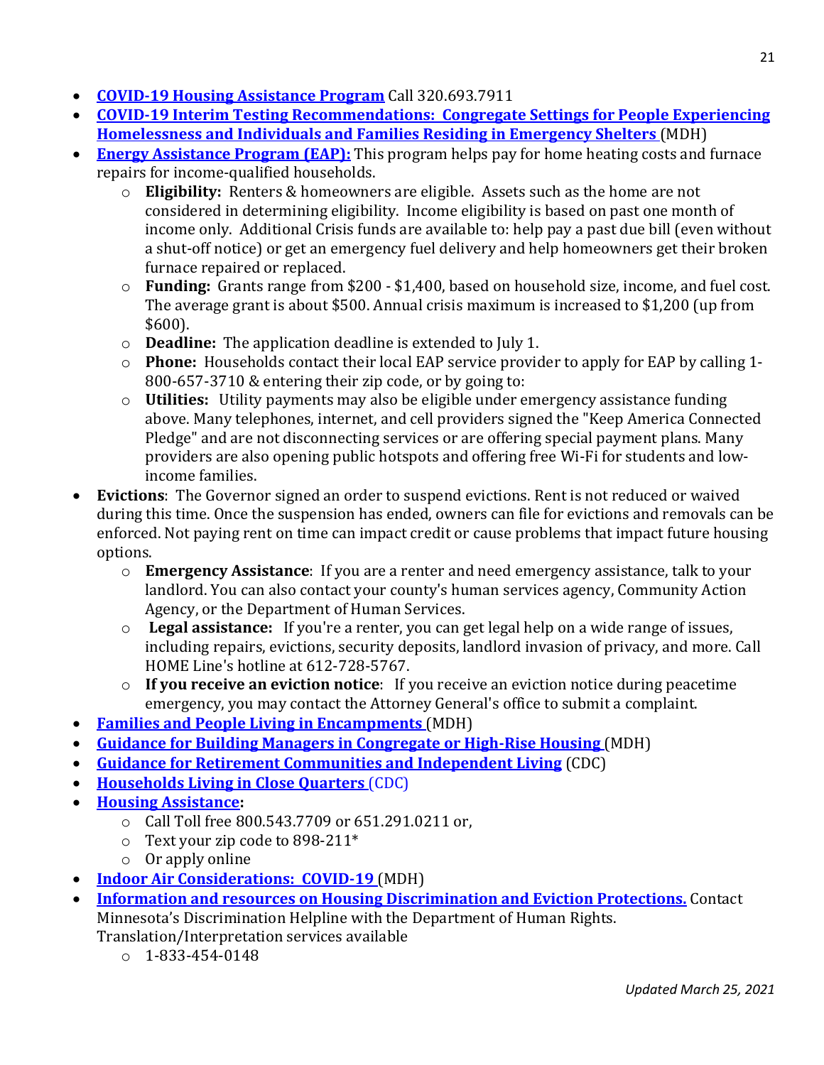- **COVID-19 Housing Assistance Program** Call 320.693.7911
- **COVID-19 Interim Testing Recommendations: Congregate Settings for People Experiencing Homelessness and Individuals and Families Residing in Emergency Shelters** (MDH)
- **Energy Assistance Program (EAP):** This program helps pay for home heating costs and furnace repairs for income-qualified households.
  - **Eligibility:** Renters & homeowners are eligible. Assets such as the home are not considered in determining eligibility. Income eligibility is based on past one month of income only. Additional Crisis funds are available to: help pay a past due bill (even without a shut-off notice) or get an emergency fuel delivery and help homeowners get their broken furnace repaired or replaced.
  - **Funding:** Grants range from $200 - $1,400, based on household size, income, and fuel cost. The average grant is about $500. Annual crisis maximum is increased to $1,200 (up from $600).
  - **Deadline:** The application deadline is extended to July 1.
  - **Phone:** Households contact their local EAP service provider to apply for EAP by calling 1-800-657-3710 & entering their zip code, or by going to:
  - **Utilities:** Utility payments may also be eligible under emergency assistance funding above. Many telephones, internet, and cell providers signed the "Keep America Connected Pledge" and are not disconnecting services or are offering special payment plans. Many providers are also opening public hotspots and offering free Wi-Fi for students and low-income families.
- **Evictions**: The Governor signed an order to suspend evictions. Rent is not reduced or waived during this time. Once the suspension has ended, owners can file for evictions and removals can be enforced. Not paying rent on time can impact credit or cause problems that impact future housing options.
  - **Emergency Assistance**: If you are a renter and need emergency assistance, talk to your landlord. You can also contact your county's human services agency, Community Action Agency, or the Department of Human Services.
  - **Legal assistance:** If you're a renter, you can get legal help on a wide range of issues, including repairs, evictions, security deposits, landlord invasion of privacy, and more. Call HOME Line's hotline at 612-728-5767.
  - **If you receive an eviction notice**: If you receive an eviction notice during peacetime emergency, you may contact the Attorney General's office to submit a complaint.
- **Families and People Living in Encampments** (MDH)
- **Guidance for Building Managers in Congregate or High-Rise Housing** (MDH)
- **Guidance for Retirement Communities and Independent Living** (CDC)
- **Households Living in Close Quarters** (CDC)
- **Housing Assistance:**
  - Call Toll free 800.543.7709 or 651.291.0211 or,
  - Text your zip code to 898-211*
  - Or apply online
- **Indoor Air Considerations: COVID-19** (MDH)
- **Information and resources on Housing Discrimination and Eviction Protections.** Contact Minnesota's Discrimination Helpline with the Department of Human Rights. Translation/Interpretation services available
  - 1-833-454-0148

*Updated March 25, 2021*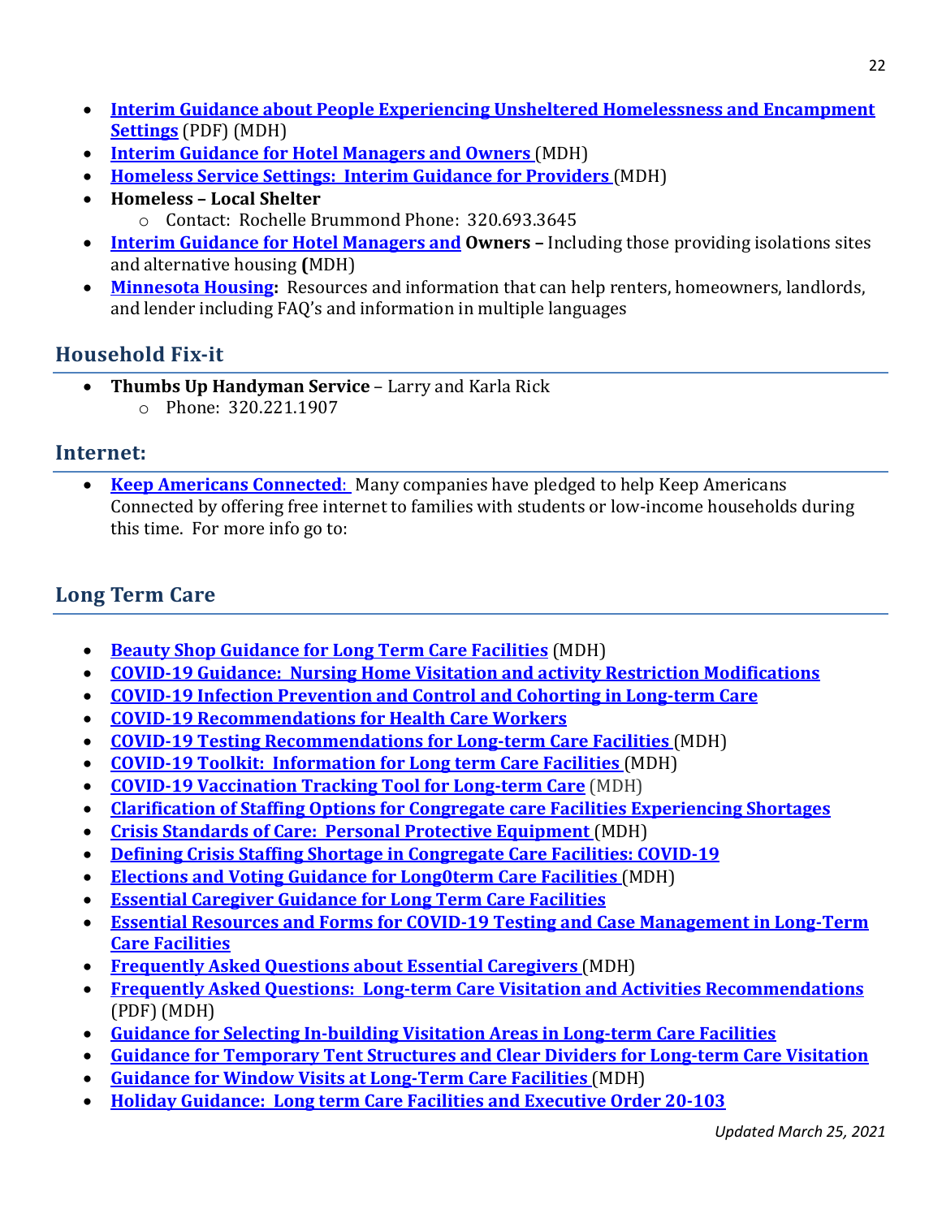- **Interim Guidance about People Experiencing Unsheltered Homelessness and Encampment Settings** (PDF) (MDH)
- **Interim Guidance for Hotel Managers and Owners** (MDH)
- **Homeless Service Settings: Interim Guidance for Providers** (MDH)
- **Homeless – Local Shelter**
  - Contact: Rochelle Brummond Phone: 320.693.3645
- **Interim Guidance for Hotel Managers and Owners –** Including those providing isolations sites and alternative housing **(**MDH)
- **Minnesota Housing:** Resources and information that can help renters, homeowners, landlords, and lender including FAQ's and information in multiple languages

## Household Fix-it

- **Thumbs Up Handyman Service** – Larry and Karla Rick
  - Phone: 320.221.1907

## Internet:

- **Keep Americans Connected**: Many companies have pledged to help Keep Americans Connected by offering free internet to families with students or low-income households during this time. For more info go to:

## Long Term Care

- **Beauty Shop Guidance for Long Term Care Facilities** (MDH)
- **COVID-19 Guidance: Nursing Home Visitation and activity Restriction Modifications**
- **COVID-19 Infection Prevention and Control and Cohorting in Long-term Care**
- **COVID-19 Recommendations for Health Care Workers**
- **COVID-19 Testing Recommendations for Long-term Care Facilities** (MDH)
- **COVID-19 Toolkit: Information for Long term Care Facilities** (MDH)
- **COVID-19 Vaccination Tracking Tool for Long-term Care** (MDH)
- **Clarification of Staffing Options for Congregate care Facilities Experiencing Shortages**
- **Crisis Standards of Care: Personal Protective Equipment** (MDH)
- **Defining Crisis Staffing Shortage in Congregate Care Facilities: COVID-19**
- **Elections and Voting Guidance for Long0term Care Facilities** (MDH)
- **Essential Caregiver Guidance for Long Term Care Facilities**
- **Essential Resources and Forms for COVID-19 Testing and Case Management in Long-Term Care Facilities**
- **Frequently Asked Questions about Essential Caregivers** (MDH)
- **Frequently Asked Questions: Long-term Care Visitation and Activities Recommendations** (PDF) (MDH)
- **Guidance for Selecting In-building Visitation Areas in Long-term Care Facilities**
- **Guidance for Temporary Tent Structures and Clear Dividers for Long-term Care Visitation**
- **Guidance for Window Visits at Long-Term Care Facilities** (MDH)
- **Holiday Guidance: Long term Care Facilities and Executive Order 20-103**

*Updated March 25, 2021*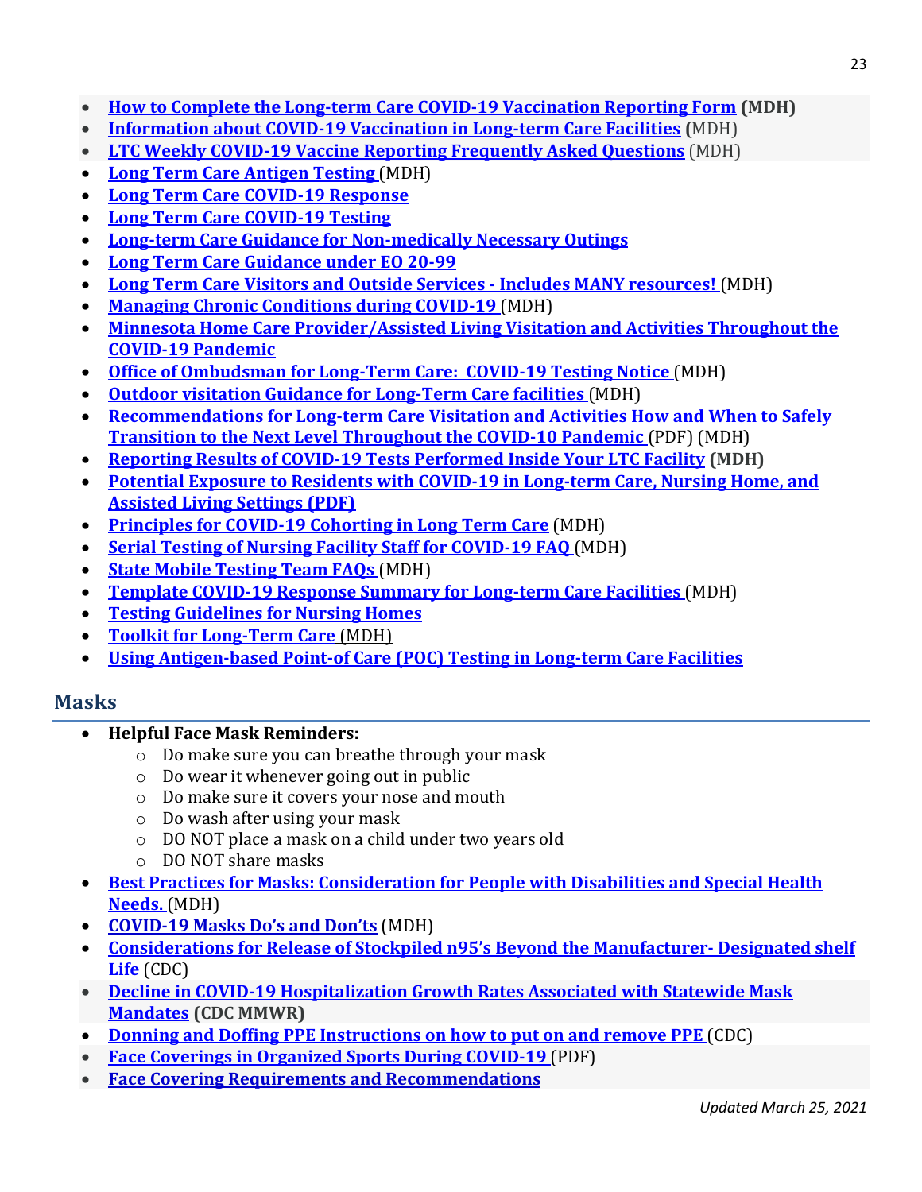- **How to Complete the Long-term Care COVID-19 Vaccination Reporting Form (MDH)**
- **Information about COVID-19 Vaccination in Long-term Care Facilities (**MDH)
- **LTC Weekly COVID-19 Vaccine Reporting Frequently Asked Questions** (MDH)
- **Long Term Care Antigen Testing** (MDH)
- **Long Term Care COVID-19 Response**
- **Long Term Care COVID-19 Testing**
- **Long-term Care Guidance for Non-medically Necessary Outings**
- **Long Term Care Guidance under EO 20-99**
- **Long Term Care Visitors and Outside Services - Includes MANY resources!** (MDH)
- **Managing Chronic Conditions during COVID-19** (MDH)
- **Minnesota Home Care Provider/Assisted Living Visitation and Activities Throughout the COVID-19 Pandemic**
- **Office of Ombudsman for Long-Term Care: COVID-19 Testing Notice** (MDH)
- **Outdoor visitation Guidance for Long-Term Care facilities** (MDH)
- **Recommendations for Long-term Care Visitation and Activities How and When to Safely Transition to the Next Level Throughout the COVID-10 Pandemic** (PDF) (MDH)
- **Reporting Results of COVID-19 Tests Performed Inside Your LTC Facility (MDH)**
- **Potential Exposure to Residents with COVID-19 in Long-term Care, Nursing Home, and Assisted Living Settings (PDF)**
- **Principles for COVID-19 Cohorting in Long Term Care** (MDH)
- **Serial Testing of Nursing Facility Staff for COVID-19 FAQ** (MDH)
- **State Mobile Testing Team FAQs** (MDH)
- **Template COVID-19 Response Summary for Long-term Care Facilities** (MDH)
- **Testing Guidelines for Nursing Homes**
- **Toolkit for Long-Term Care** (MDH)
- **Using Antigen-based Point-of Care (POC) Testing in Long-term Care Facilities**

## Masks

- **Helpful Face Mask Reminders:**
  - Do make sure you can breathe through your mask
  - Do wear it whenever going out in public
  - Do make sure it covers your nose and mouth
  - Do wash after using your mask
  - DO NOT place a mask on a child under two years old
  - DO NOT share masks
- **Best Practices for Masks: Consideration for People with Disabilities and Special Health Needs.** (MDH)
- **COVID-19 Masks Do's and Don'ts** (MDH)
- **Considerations for Release of Stockpiled n95's Beyond the Manufacturer- Designated shelf Life** (CDC)
- **Decline in COVID-19 Hospitalization Growth Rates Associated with Statewide Mask Mandates (CDC MMWR)**
- **Donning and Doffing PPE Instructions on how to put on and remove PPE** (CDC)
- **Face Coverings in Organized Sports During COVID-19** (PDF)
- **Face Covering Requirements and Recommendations**

*Updated March 25, 2021*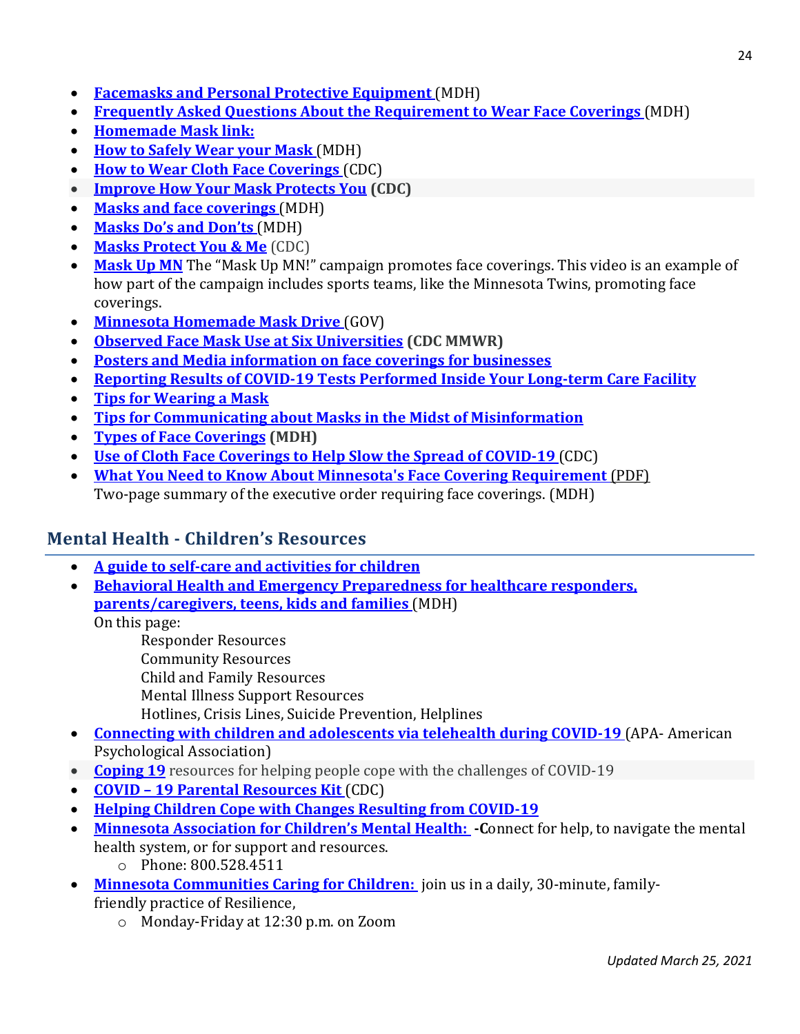- **Facemasks and Personal Protective Equipment** (MDH)
- **Frequently Asked Questions About the Requirement to Wear Face Coverings** (MDH)
- **Homemade Mask link:**
- **How to Safely Wear your Mask** (MDH)
- **How to Wear Cloth Face Coverings** (CDC)
- **Improve How Your Mask Protects You** **(CDC)**
- **Masks and face coverings** (MDH)
- **Masks Do's and Don'ts** (MDH)
- **Masks Protect You & Me** (CDC)
- **Mask Up MN** The "Mask Up MN!" campaign promotes face coverings. This video is an example of how part of the campaign includes sports teams, like the Minnesota Twins, promoting face coverings.
- **Minnesota Homemade Mask Drive** (GOV)
- **Observed Face Mask Use at Six Universities** **(CDC MMWR)**
- **Posters and Media information on face coverings for businesses**
- **Reporting Results of COVID-19 Tests Performed Inside Your Long-term Care Facility**
- **Tips for Wearing a Mask**
- **Tips for Communicating about Masks in the Midst of Misinformation**
- **Types of Face Coverings** **(MDH)**
- **Use of Cloth Face Coverings to Help Slow the Spread of COVID-19** (CDC)
- **What You Need to Know About Minnesota's Face Covering Requirement** (PDF)
  Two-page summary of the executive order requiring face coverings. (MDH)

## Mental Health - Children's Resources

- **A guide to self-care and activities for children**
- **Behavioral Health and Emergency Preparedness for healthcare responders, parents/caregivers, teens, kids and families** (MDH)
  On this page:
  - Responder Resources
  - Community Resources
  - Child and Family Resources
  - Mental Illness Support Resources
  - Hotlines, Crisis Lines, Suicide Prevention, Helplines
- **Connecting with children and adolescents via telehealth during COVID-19** (APA- American Psychological Association)
- **Coping 19** resources for helping people cope with the challenges of COVID-19
- **COVID – 19 Parental Resources Kit** (CDC)
- **Helping Children Cope with Changes Resulting from COVID-19**
- **Minnesota Association for Children's Mental Health:** **-C**onnect for help, to navigate the mental health system, or for support and resources.
  - Phone: 800.528.4511
- **Minnesota Communities Caring for Children:** join us in a daily, 30-minute, family-friendly practice of Resilience,
  - Monday-Friday at 12:30 p.m. on Zoom

*Updated March 25, 2021*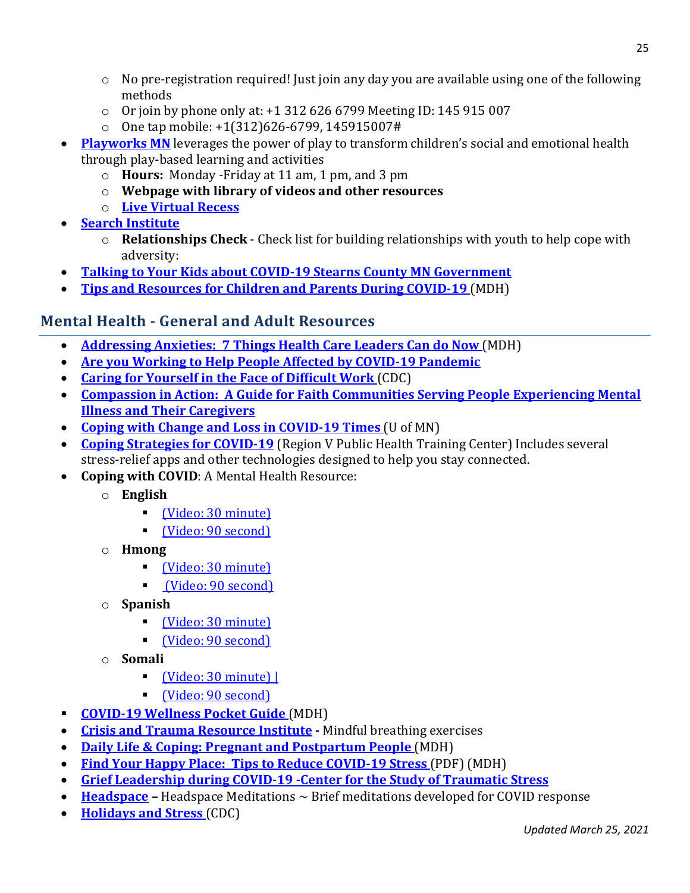- No pre-registration required! Just join any day you are available using one of the following methods
    - Or join by phone only at: +1 312 626 6799 Meeting ID: 145 915 007
    - One tap mobile: +1(312)626-6799, 145915007#
- **Playworks MN** leverages the power of play to transform children's social and emotional health through play-based learning and activities
    - **Hours:** Monday -Friday at 11 am, 1 pm, and 3 pm
    - **Webpage with library of videos and other resources**
    - **Live Virtual Recess**
- **Search Institute**
    - **Relationships Check** - Check list for building relationships with youth to help cope with adversity:
- **Talking to Your Kids about COVID-19 Stearns County MN Government**
- **Tips and Resources for Children and Parents During COVID-19** (MDH)

## Mental Health - General and Adult Resources

- **Addressing Anxieties: 7 Things Health Care Leaders Can do Now** (MDH)
- **Are you Working to Help People Affected by COVID-19 Pandemic**
- **Caring for Yourself in the Face of Difficult Work** (CDC)
- **Compassion in Action: A Guide for Faith Communities Serving People Experiencing Mental Illness and Their Caregivers**
- **Coping with Change and Loss in COVID-19 Times** (U of MN)
- **Coping Strategies for COVID-19** (Region V Public Health Training Center) Includes several stress-relief apps and other technologies designed to help you stay connected.
- **Coping with COVID**: A Mental Health Resource:
    - **English**
        - (Video: 30 minute)
        - (Video: 90 second)
    - **Hmong**
        - (Video: 30 minute)
        - (Video: 90 second)
    - **Spanish**
        - (Video: 30 minute)
        - (Video: 90 second)
    - **Somali**
        - (Video: 30 minute) |
        - (Video: 90 second)
- **COVID-19 Wellness Pocket Guide** (MDH)
- **Crisis and Trauma Resource Institute** - Mindful breathing exercises
- **Daily Life & Coping: Pregnant and Postpartum People** (MDH)
- **Find Your Happy Place: Tips to Reduce COVID-19 Stress** (PDF) (MDH)
- **Grief Leadership during COVID-19 -Center for the Study of Traumatic Stress**
- **Headspace** – Headspace Meditations ~ Brief meditations developed for COVID response
- **Holidays and Stress** (CDC)

*Updated March 25, 2021*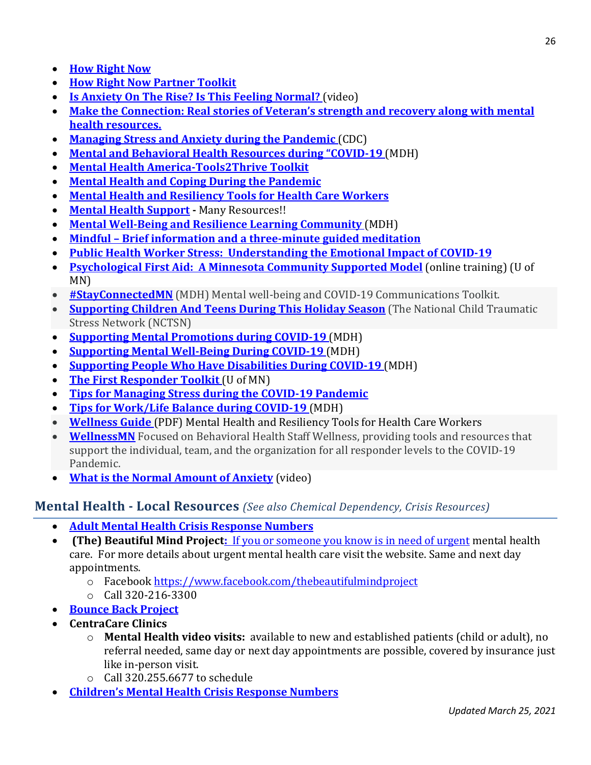- **How Right Now**
- **How Right Now Partner Toolkit**
- **Is Anxiety On The Rise? Is This Feeling Normal?** (video)
- **Make the Connection: Real stories of Veteran's strength and recovery along with mental health resources.**
- **Managing Stress and Anxiety during the Pandemic** (CDC)
- **Mental and Behavioral Health Resources during "COVID-19** (MDH)
- **Mental Health America-Tools2Thrive Toolkit**
- **Mental Health and Coping During the Pandemic**
- **Mental Health and Resiliency Tools for Health Care Workers**
- **Mental Health Support -** Many Resources!!
- **Mental Well-Being and Resilience Learning Community** (MDH)
- **Mindful – Brief information and a three-minute guided meditation**
- **Public Health Worker Stress: Understanding the Emotional Impact of COVID-19**
- **Psychological First Aid: A Minnesota Community Supported Model** (online training) (U of MN)
- **#StayConnectedMN** (MDH) Mental well-being and COVID-19 Communications Toolkit.
- **Supporting Children And Teens During This Holiday Season** (The National Child Traumatic Stress Network (NCTSN)
- **Supporting Mental Promotions during COVID-19** (MDH)
- **Supporting Mental Well-Being During COVID-19** (MDH)
- **Supporting People Who Have Disabilities During COVID-19** (MDH)
- **The First Responder Toolkit** (U of MN)
- **Tips for Managing Stress during the COVID-19 Pandemic**
- **Tips for Work/Life Balance during COVID-19** (MDH)
- **Wellness Guide** (PDF) Mental Health and Resiliency Tools for Health Care Workers
- **WellnessMN** Focused on Behavioral Health Staff Wellness, providing tools and resources that support the individual, team, and the organization for all responder levels to the COVID-19 Pandemic.
- **What is the Normal Amount of Anxiety** (video)

## Mental Health - Local Resources *(See also Chemical Dependency, Crisis Resources)*

- **Adult Mental Health Crisis Response Numbers**
- **(The) Beautiful Mind Project**: If you or someone you know is in need of urgent mental health care. For more details about urgent mental health care visit the website. Same and next day appointments.
  - Facebook https://www.facebook.com/thebeautifulmindproject
  - Call 320-216-3300
- **Bounce Back Project**
- **CentraCare Clinics**
  - **Mental Health video visits:** available to new and established patients (child or adult), no referral needed, same day or next day appointments are possible, covered by insurance just like in-person visit.
  - Call 320.255.6677 to schedule
- **Children's Mental Health Crisis Response Numbers**

*Updated March 25, 2021*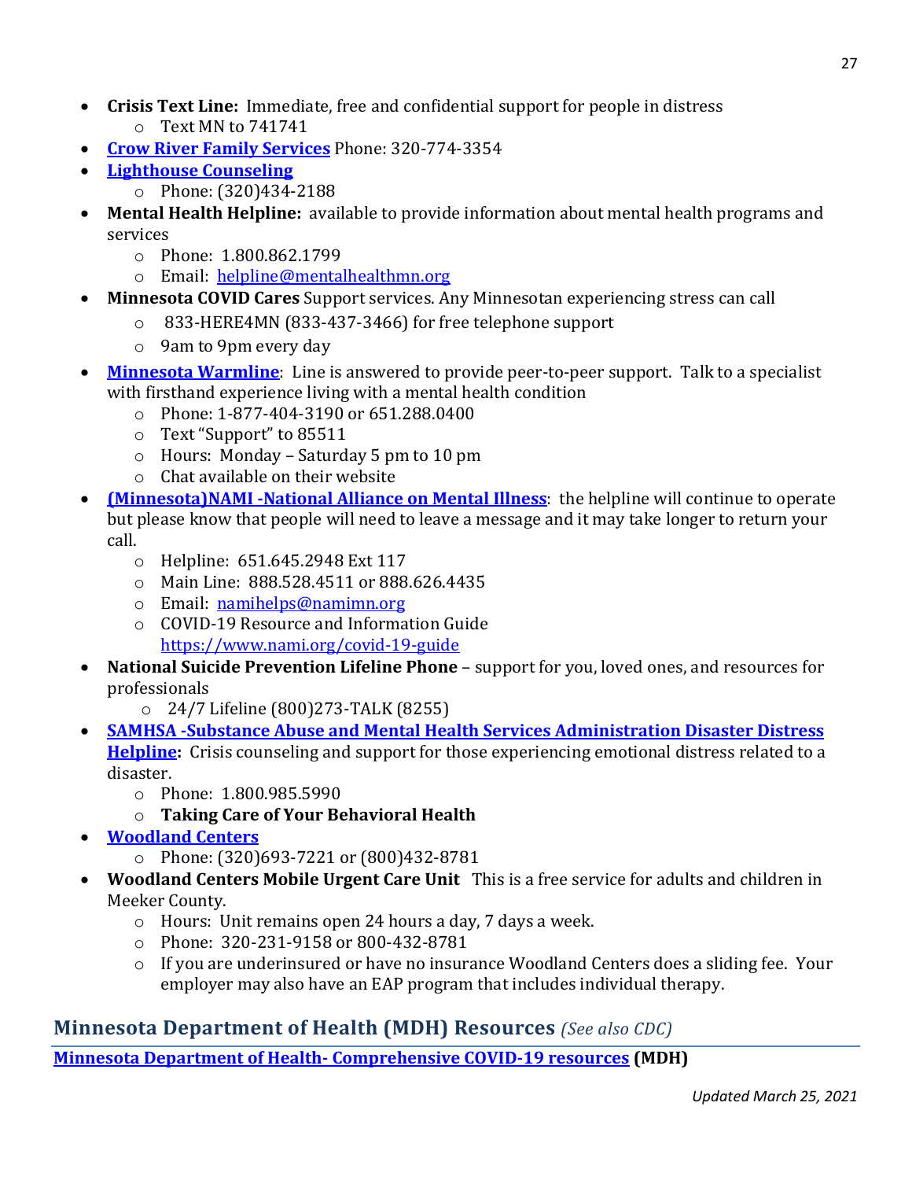- **Crisis Text Line:** Immediate, free and confidential support for people in distress
    - Text MN to 741741
- **Crow River Family Services** Phone: 320-774-3354
- **Lighthouse Counseling**
    - Phone: (320)434-2188
- **Mental Health Helpline:** available to provide information about mental health programs and services
    - Phone: 1.800.862.1799
    - Email: helpline@mentalhealthmn.org
- **Minnesota COVID Cares** Support services. Any Minnesotan experiencing stress can call
    - 833-HERE4MN (833-437-3466) for free telephone support
    - 9am to 9pm every day
- **Minnesota Warmline**: Line is answered to provide peer-to-peer support. Talk to a specialist with firsthand experience living with a mental health condition
    - Phone: 1-877-404-3190 or 651.288.0400
    - Text "Support" to 85511
    - Hours: Monday – Saturday 5 pm to 10 pm
    - Chat available on their website
- **(Minnesota)NAMI -National Alliance on Mental Illness**: the helpline will continue to operate but please know that people will need to leave a message and it may take longer to return your call.
    - Helpline: 651.645.2948 Ext 117
    - Main Line: 888.528.4511 or 888.626.4435
    - Email: namihelps@namimn.org
    - COVID-19 Resource and Information Guide https://www.nami.org/covid-19-guide
- **National Suicide Prevention Lifeline Phone** – support for you, loved ones, and resources for professionals
    - 24/7 Lifeline (800)273-TALK (8255)
- **SAMHSA -Substance Abuse and Mental Health Services Administration Disaster Distress Helpline:** Crisis counseling and support for those experiencing emotional distress related to a disaster.
    - Phone: 1.800.985.5990
    - **Taking Care of Your Behavioral Health**
- **Woodland Centers**
    - Phone: (320)693-7221 or (800)432-8781
- **Woodland Centers Mobile Urgent Care Unit** This is a free service for adults and children in Meeker County.
    - Hours: Unit remains open 24 hours a day, 7 days a week.
    - Phone: 320-231-9158 or 800-432-8781
    - If you are underinsured or have no insurance Woodland Centers does a sliding fee. Your employer may also have an EAP program that includes individual therapy.

## Minnesota Department of Health (MDH) Resources *(See also CDC)*

**Minnesota Department of Health- Comprehensive COVID-19 resources (MDH)**

*Updated March 25, 2021*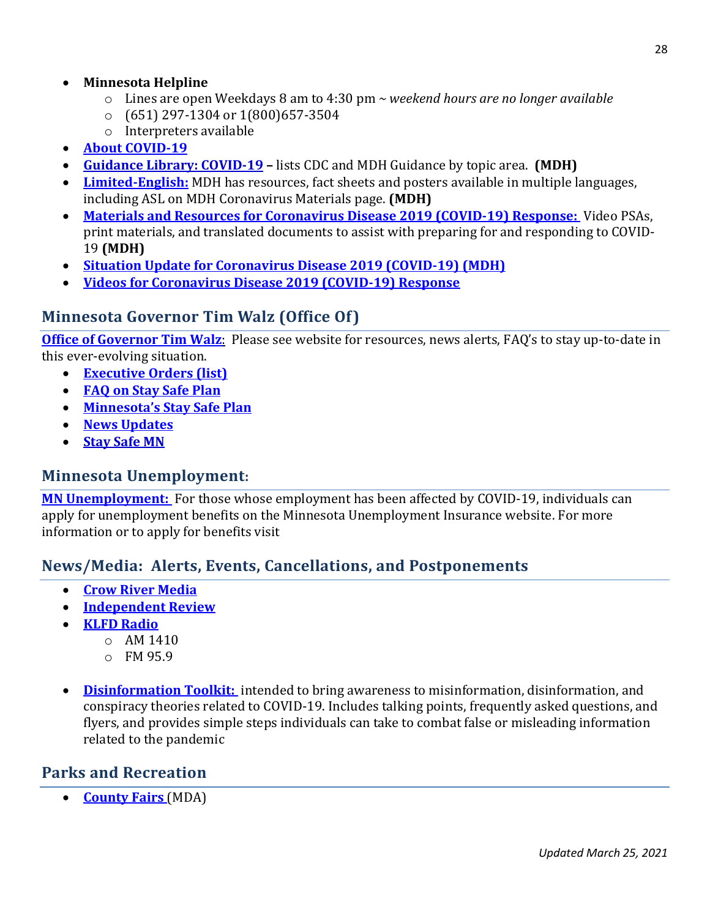- **Minnesota Helpline**
  - Lines are open Weekdays 8 am to 4:30 pm ~ *weekend hours are no longer available*
  - (651) 297-1304 or 1(800)657-3504
  - Interpreters available
- **About COVID-19**
- **Guidance Library: COVID-19 –** lists CDC and MDH Guidance by topic area. **(MDH)**
- **Limited-English:** MDH has resources, fact sheets and posters available in multiple languages, including ASL on MDH Coronavirus Materials page. **(MDH)**
- **Materials and Resources for Coronavirus Disease 2019 (COVID-19) Response:** Video PSAs, print materials, and translated documents to assist with preparing for and responding to COVID-19 **(MDH)**
- **Situation Update for Coronavirus Disease 2019 (COVID-19) (MDH)**
- **Videos for Coronavirus Disease 2019 (COVID-19) Response**

## Minnesota Governor Tim Walz (Office Of)

**Office of Governor Tim Walz**: Please see website for resources, news alerts, FAQ's to stay up-to-date in this ever-evolving situation.

- **Executive Orders (list)**
- **FAQ on Stay Safe Plan**
- **Minnesota's Stay Safe Plan**
- **News Updates**
- **Stay Safe MN**

## Minnesota Unemployment:

**MN Unemployment:** For those whose employment has been affected by COVID-19, individuals can apply for unemployment benefits on the Minnesota Unemployment Insurance website. For more information or to apply for benefits visit

## News/Media: Alerts, Events, Cancellations, and Postponements

- **Crow River Media**
- **Independent Review**
- **KLFD Radio**
  - AM 1410
  - FM 95.9

- **Disinformation Toolkit:** intended to bring awareness to misinformation, disinformation, and conspiracy theories related to COVID-19. Includes talking points, frequently asked questions, and flyers, and provides simple steps individuals can take to combat false or misleading information related to the pandemic

## Parks and Recreation

- **County Fairs** (MDA)

*Updated March 25, 2021*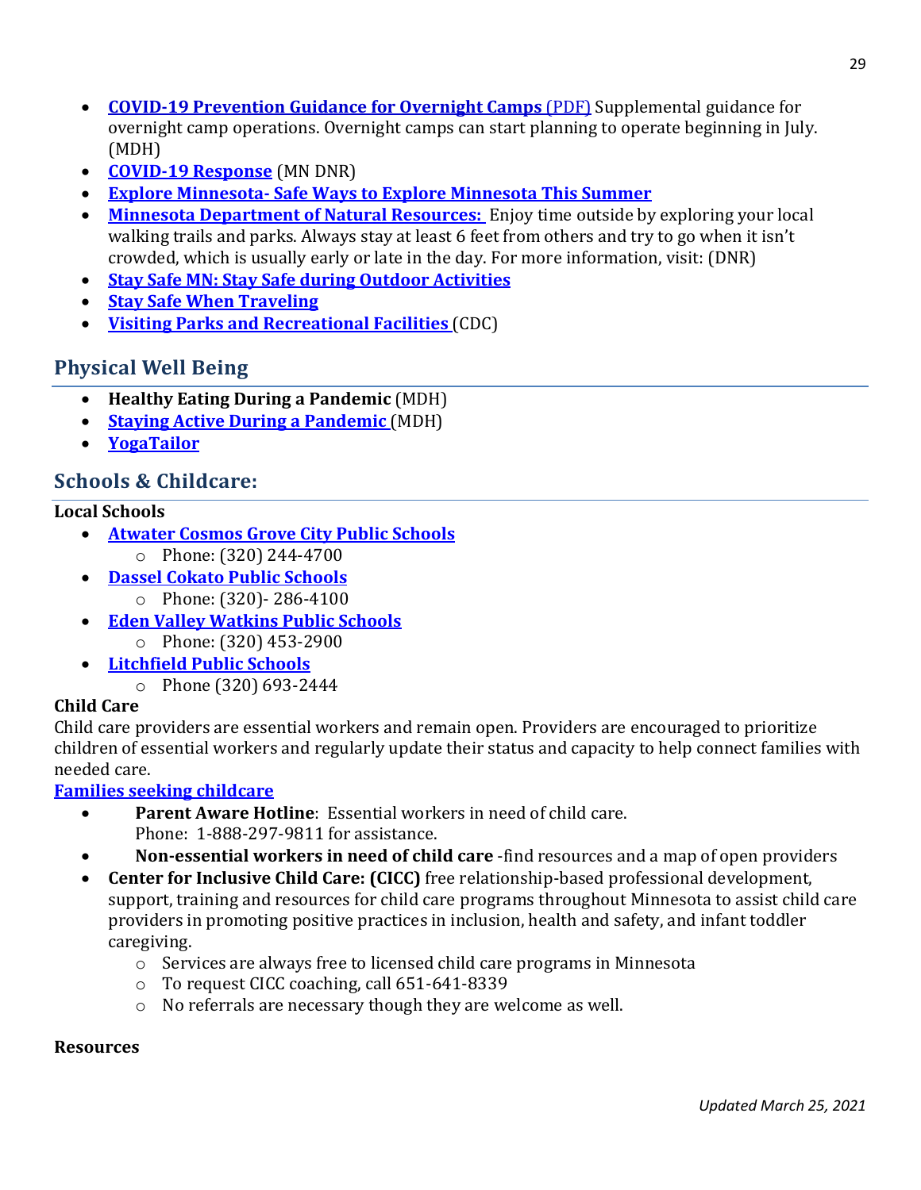- **COVID-19 Prevention Guidance for Overnight Camps (PDF)** Supplemental guidance for overnight camp operations. Overnight camps can start planning to operate beginning in July. (MDH)
- **COVID-19 Response** (MN DNR)
- **Explore Minnesota- Safe Ways to Explore Minnesota This Summer**
- **Minnesota Department of Natural Resources:** Enjoy time outside by exploring your local walking trails and parks. Always stay at least 6 feet from others and try to go when it isn't crowded, which is usually early or late in the day. For more information, visit: (DNR)
- **Stay Safe MN: Stay Safe during Outdoor Activities**
- **Stay Safe When Traveling**
- **Visiting Parks and Recreational Facilities** (CDC)

## Physical Well Being

- **Healthy Eating During a Pandemic** (MDH)
- **Staying Active During a Pandemic** (MDH)
- **YogaTailor**

## Schools & Childcare:

**Local Schools**

- **Atwater Cosmos Grove City Public Schools**
  - Phone: (320) 244-4700
- **Dassel Cokato Public Schools**
  - Phone: (320)- 286-4100
- **Eden Valley Watkins Public Schools**
  - Phone: (320) 453-2900
- **Litchfield Public Schools**
  - Phone (320) 693-2444

**Child Care**

Child care providers are essential workers and remain open. Providers are encouraged to prioritize children of essential workers and regularly update their status and capacity to help connect families with needed care.

**Families seeking childcare**

- **Parent Aware Hotline**: Essential workers in need of child care. Phone: 1-888-297-9811 for assistance.
- **Non-essential workers in need of child care** -find resources and a map of open providers
- **Center for Inclusive Child Care: (CICC)** free relationship-based professional development, support, training and resources for child care programs throughout Minnesota to assist child care providers in promoting positive practices in inclusion, health and safety, and infant toddler caregiving.
  - Services are always free to licensed child care programs in Minnesota
  - To request CICC coaching, call 651-641-8339
  - No referrals are necessary though they are welcome as well.

**Resources**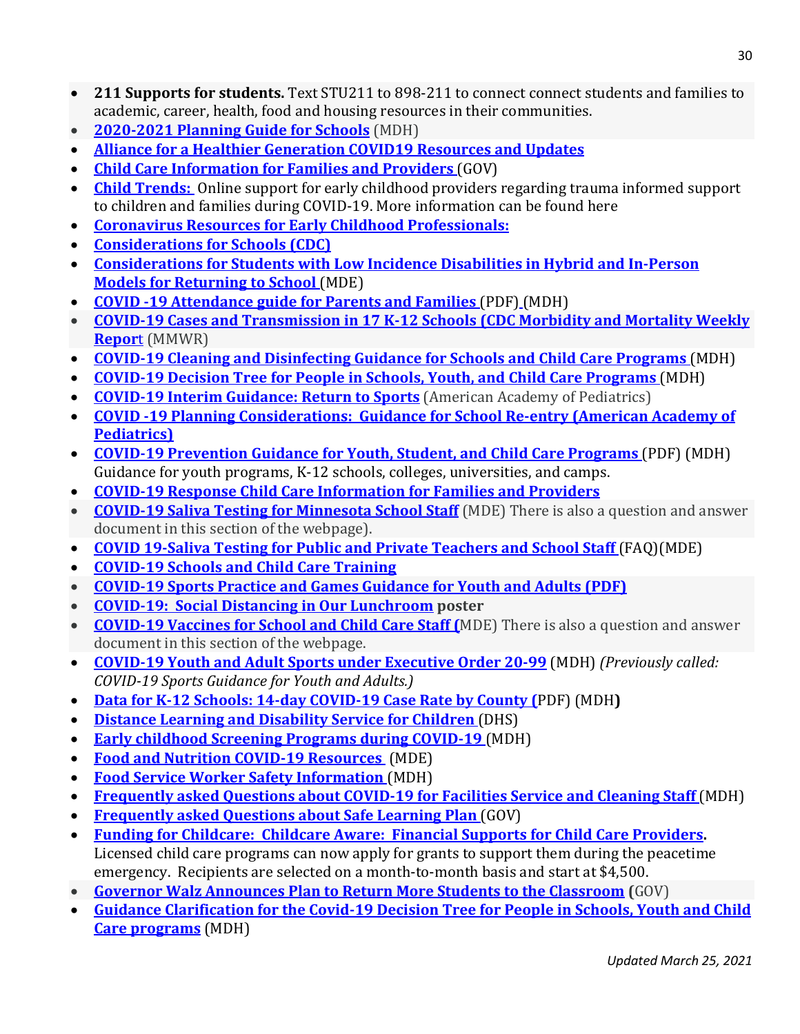- **211 Supports for students.** Text STU211 to 898-211 to connect connect students and families to academic, career, health, food and housing resources in their communities.
- **2020-2021 Planning Guide for Schools** (MDH)
- **Alliance for a Healthier Generation COVID19 Resources and Updates**
- **Child Care Information for Families and Providers** (GOV)
- **Child Trends:** Online support for early childhood providers regarding trauma informed support to children and families during COVID-19. More information can be found here
- **Coronavirus Resources for Early Childhood Professionals:**
- **Considerations for Schools (CDC)**
- **Considerations for Students with Low Incidence Disabilities in Hybrid and In-Person Models for Returning to School** (MDE)
- **COVID -19 Attendance guide for Parents and Families** (PDF) (MDH)
- **COVID-19 Cases and Transmission in 17 K-12 Schools (CDC Morbidity and Mortality Weekly Report** (MMWR)
- **COVID-19 Cleaning and Disinfecting Guidance for Schools and Child Care Programs** (MDH)
- **COVID-19 Decision Tree for People in Schools, Youth, and Child Care Programs** (MDH)
- **COVID-19 Interim Guidance: Return to Sports** (American Academy of Pediatrics)
- **COVID -19 Planning Considerations: Guidance for School Re-entry (American Academy of Pediatrics)**
- **COVID-19 Prevention Guidance for Youth, Student, and Child Care Programs** (PDF) (MDH) Guidance for youth programs, K-12 schools, colleges, universities, and camps.
- **COVID-19 Response Child Care Information for Families and Providers**
- **COVID-19 Saliva Testing for Minnesota School Staff** (MDE) There is also a question and answer document in this section of the webpage).
- **COVID 19-Saliva Testing for Public and Private Teachers and School Staff** (FAQ)(MDE)
- **COVID-19 Schools and Child Care Training**
- **COVID-19 Sports Practice and Games Guidance for Youth and Adults (PDF)**
- **COVID-19: Social Distancing in Our Lunchroom poster**
- **COVID-19 Vaccines for School and Child Care Staff** (MDE) There is also a question and answer document in this section of the webpage.
- **COVID-19 Youth and Adult Sports under Executive Order 20-99** (MDH) *(Previously called: COVID-19 Sports Guidance for Youth and Adults.)*
- **Data for K-12 Schools: 14-day COVID-19 Case Rate by County** (PDF) (MDH**)**
- **Distance Learning and Disability Service for Children** (DHS)
- **Early childhood Screening Programs during COVID-19** (MDH)
- **Food and Nutrition COVID-19 Resources** (MDE)
- **Food Service Worker Safety Information** (MDH)
- **Frequently asked Questions about COVID-19 for Facilities Service and Cleaning Staff** (MDH)
- **Frequently asked Questions about Safe Learning Plan** (GOV)
- **Funding for Childcare: Childcare Aware: Financial Supports for Child Care Providers.** Licensed child care programs can now apply for grants to support them during the peacetime emergency. Recipients are selected on a month-to-month basis and start at $4,500.
- **Governor Walz Announces Plan to Return More Students to the Classroom (**GOV)
- **Guidance Clarification for the Covid-19 Decision Tree for People in Schools, Youth and Child Care programs** (MDH)

*Updated March 25, 2021*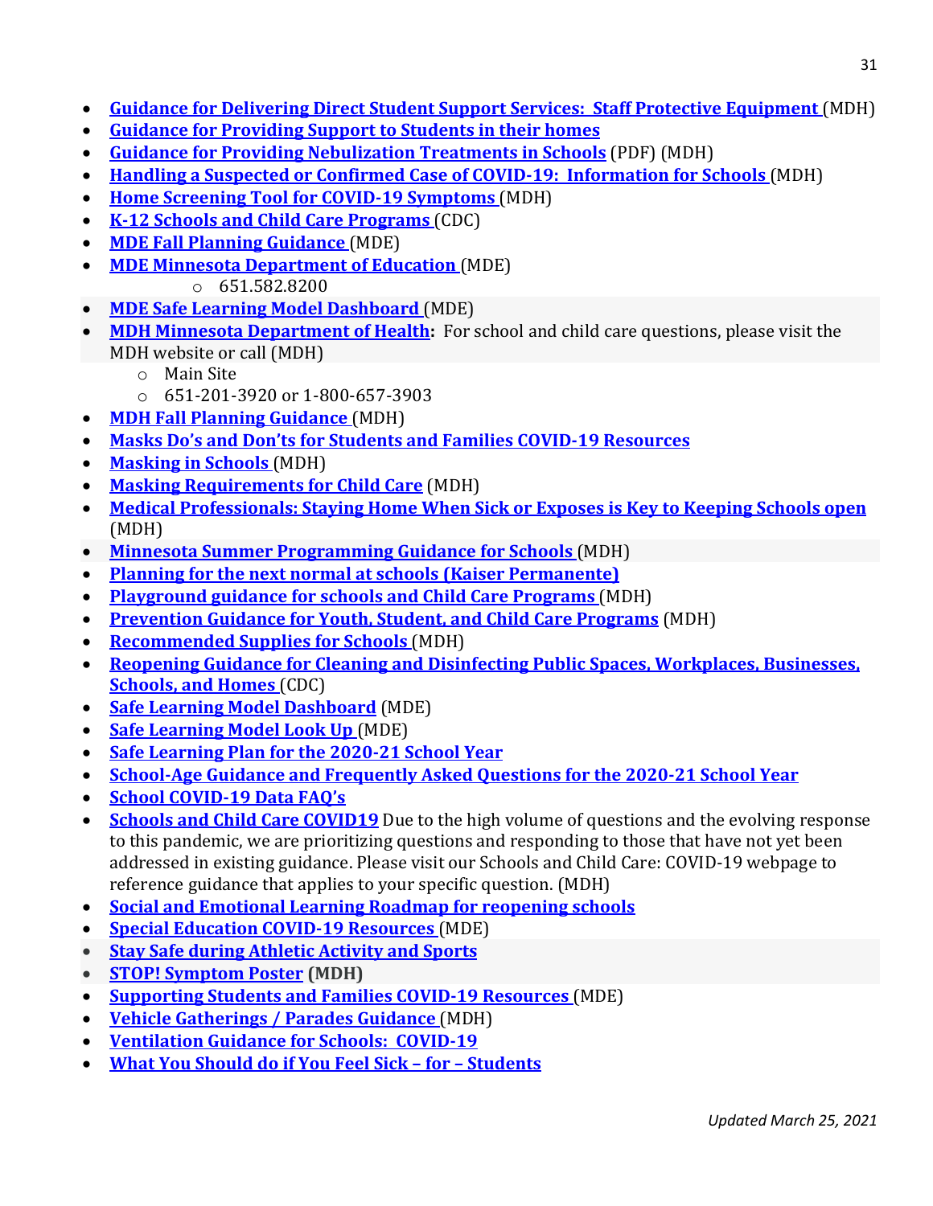- **Guidance for Delivering Direct Student Support Services: Staff Protective Equipment** (MDH)
- **Guidance for Providing Support to Students in their homes**
- **Guidance for Providing Nebulization Treatments in Schools** (PDF) (MDH)
- **Handling a Suspected or Confirmed Case of COVID-19: Information for Schools** (MDH)
- **Home Screening Tool for COVID-19 Symptoms** (MDH)
- **K-12 Schools and Child Care Programs** (CDC)
- **MDE Fall Planning Guidance** (MDE)
- **MDE Minnesota Department of Education** (MDE)
  - 651.582.8200
- **MDE Safe Learning Model Dashboard** (MDE)
- **MDH Minnesota Department of Health**: For school and child care questions, please visit the MDH website or call (MDH)
  - Main Site
  - 651-201-3920 or 1-800-657-3903
- **MDH Fall Planning Guidance** (MDH)
- **Masks Do's and Don'ts for Students and Families COVID-19 Resources**
- **Masking in Schools** (MDH)
- **Masking Requirements for Child Care** (MDH)
- **Medical Professionals: Staying Home When Sick or Exposes is Key to Keeping Schools open** (MDH)
- **Minnesota Summer Programming Guidance for Schools** (MDH)
- **Planning for the next normal at schools (Kaiser Permanente)**
- **Playground guidance for schools and Child Care Programs** (MDH)
- **Prevention Guidance for Youth, Student, and Child Care Programs** (MDH)
- **Recommended Supplies for Schools** (MDH)
- **Reopening Guidance for Cleaning and Disinfecting Public Spaces, Workplaces, Businesses, Schools, and Homes** (CDC)
- **Safe Learning Model Dashboard** (MDE)
- **Safe Learning Model Look Up** (MDE)
- **Safe Learning Plan for the 2020-21 School Year**
- **School-Age Guidance and Frequently Asked Questions for the 2020-21 School Year**
- **School COVID-19 Data FAQ's**
- **Schools and Child Care COVID19** Due to the high volume of questions and the evolving response to this pandemic, we are prioritizing questions and responding to those that have not yet been addressed in existing guidance. Please visit our Schools and Child Care: COVID-19 webpage to reference guidance that applies to your specific question. (MDH)
- **Social and Emotional Learning Roadmap for reopening schools**
- **Special Education COVID-19 Resources** (MDE)
- **Stay Safe during Athletic Activity and Sports**
- **STOP! Symptom Poster** **(MDH)**
- **Supporting Students and Families COVID-19 Resources** (MDE)
- **Vehicle Gatherings / Parades Guidance** (MDH)
- **Ventilation Guidance for Schools: COVID-19**
- **What You Should do if You Feel Sick – for – Students**

*Updated March 25, 2021*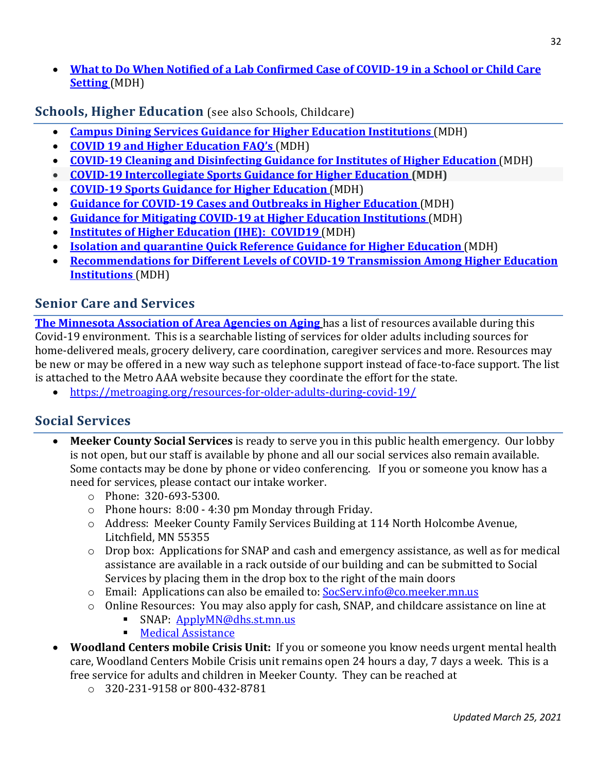- **What to Do When Notified of a Lab Confirmed Case of COVID-19 in a School or Child Care Setting** (MDH)

## Schools, Higher Education (see also Schools, Childcare)

- **Campus Dining Services Guidance for Higher Education Institutions** (MDH)
- **COVID 19 and Higher Education FAQ's** (MDH)
- **COVID-19 Cleaning and Disinfecting Guidance for Institutes of Higher Education** (MDH)
- **COVID-19 Intercollegiate Sports Guidance for Higher Education (MDH)**
- **COVID-19 Sports Guidance for Higher Education** (MDH)
- **Guidance for COVID-19 Cases and Outbreaks in Higher Education** (MDH)
- **Guidance for Mitigating COVID-19 at Higher Education Institutions** (MDH)
- **Institutes of Higher Education (IHE): COVID19** (MDH)
- **Isolation and quarantine Quick Reference Guidance for Higher Education** (MDH)
- **Recommendations for Different Levels of COVID-19 Transmission Among Higher Education Institutions** (MDH)

## Senior Care and Services

**The Minnesota Association of Area Agencies on Aging** has a list of resources available during this Covid-19 environment. This is a searchable listing of services for older adults including sources for home-delivered meals, grocery delivery, care coordination, caregiver services and more. Resources may be new or may be offered in a new way such as telephone support instead of face-to-face support. The list is attached to the Metro AAA website because they coordinate the effort for the state.

- https://metroaging.org/resources-for-older-adults-during-covid-19/

## Social Services

- **Meeker County Social Services** is ready to serve you in this public health emergency. Our lobby is not open, but our staff is available by phone and all our social services also remain available. Some contacts may be done by phone or video conferencing. If you or someone you know has a need for services, please contact our intake worker.
  - Phone: 320-693-5300.
  - Phone hours: 8:00 - 4:30 pm Monday through Friday.
  - Address: Meeker County Family Services Building at 114 North Holcombe Avenue, Litchfield, MN 55355
  - Drop box: Applications for SNAP and cash and emergency assistance, as well as for medical assistance are available in a rack outside of our building and can be submitted to Social Services by placing them in the drop box to the right of the main doors
  - Email: Applications can also be emailed to: SocServ.info@co.meeker.mn.us
  - Online Resources: You may also apply for cash, SNAP, and childcare assistance on line at
    - SNAP: ApplyMN@dhs.st.mn.us
    - Medical Assistance
- **Woodland Centers mobile Crisis Unit:** If you or someone you know needs urgent mental health care, Woodland Centers Mobile Crisis unit remains open 24 hours a day, 7 days a week. This is a free service for adults and children in Meeker County. They can be reached at
  - 320-231-9158 or 800-432-8781

*Updated March 25, 2021*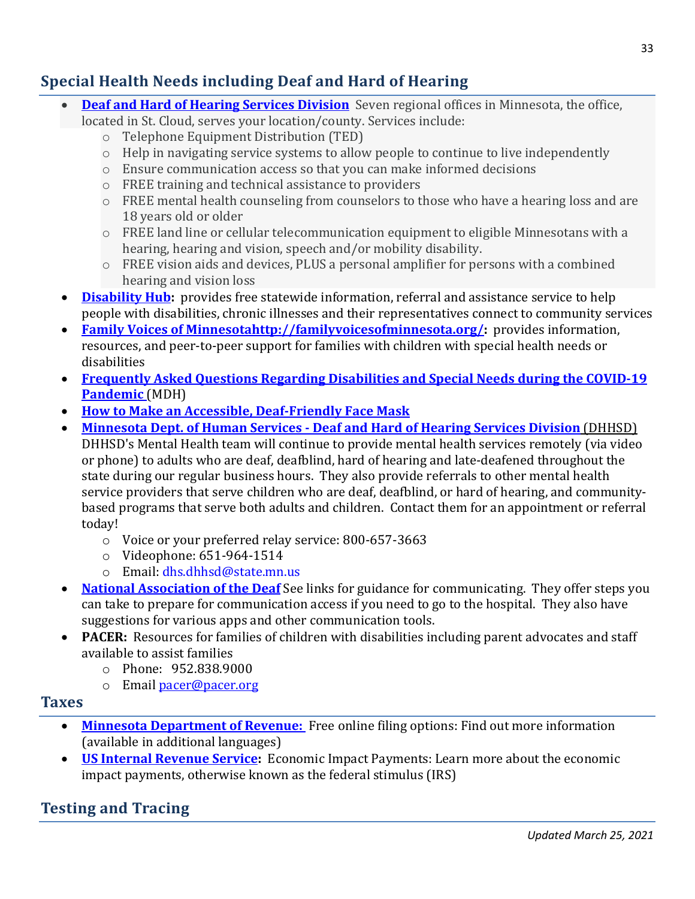## Special Health Needs including Deaf and Hard of Hearing

- **Deaf and Hard of Hearing Services Division** Seven regional offices in Minnesota, the office, located in St. Cloud, serves your location/county. Services include:
  - Telephone Equipment Distribution (TED)
  - Help in navigating service systems to allow people to continue to live independently
  - Ensure communication access so that you can make informed decisions
  - FREE training and technical assistance to providers
  - FREE mental health counseling from counselors to those who have a hearing loss and are 18 years old or older
  - FREE land line or cellular telecommunication equipment to eligible Minnesotans with a hearing, hearing and vision, speech and/or mobility disability.
  - FREE vision aids and devices, PLUS a personal amplifier for persons with a combined hearing and vision loss
- **Disability Hub:** provides free statewide information, referral and assistance service to help people with disabilities, chronic illnesses and their representatives connect to community services
- **Family Voices of Minnesotahttp://familyvoicesofminnesota.org/:** provides information, resources, and peer-to-peer support for families with children with special health needs or disabilities
- **Frequently Asked Questions Regarding Disabilities and Special Needs during the COVID-19 Pandemic** (MDH)
- **How to Make an Accessible, Deaf-Friendly Face Mask**
- **Minnesota Dept. of Human Services - Deaf and Hard of Hearing Services Division** (DHHSD) DHHSD's Mental Health team will continue to provide mental health services remotely (via video or phone) to adults who are deaf, deafblind, hard of hearing and late-deafened throughout the state during our regular business hours. They also provide referrals to other mental health service providers that serve children who are deaf, deafblind, or hard of hearing, and community-based programs that serve both adults and children. Contact them for an appointment or referral today!
  - Voice or your preferred relay service: 800-657-3663
  - Videophone: 651-964-1514
  - Email: dhs.dhhsd@state.mn.us
- **National Association of the Deaf** See links for guidance for communicating. They offer steps you can take to prepare for communication access if you need to go to the hospital. They also have suggestions for various apps and other communication tools.
- **PACER:** Resources for families of children with disabilities including parent advocates and staff available to assist families
  - Phone: 952.838.9000
  - Email pacer@pacer.org

## Taxes

- **Minnesota Department of Revenue:** Free online filing options: Find out more information (available in additional languages)
- **US Internal Revenue Service:** Economic Impact Payments: Learn more about the economic impact payments, otherwise known as the federal stimulus (IRS)

## Testing and Tracing

*Updated March 25, 2021*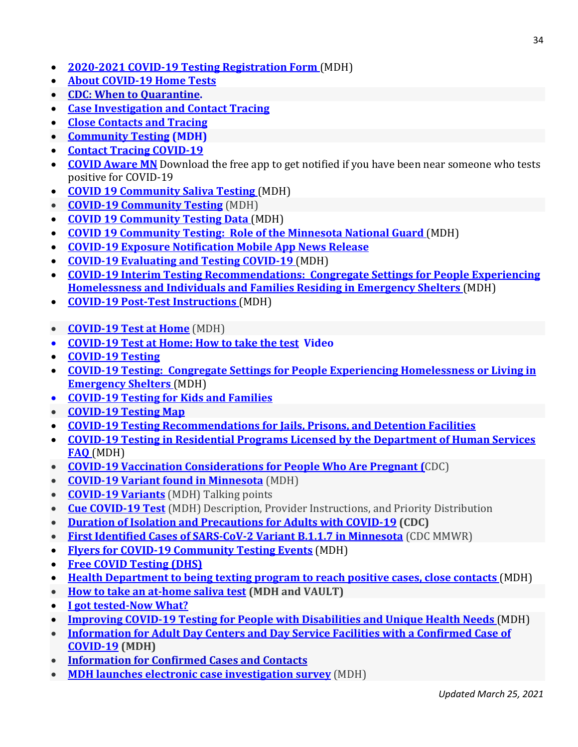- **2020-2021 COVID-19 Testing Registration Form** (MDH)
- **About COVID-19 Home Tests**
- **CDC: When to Quarantine.**
- **Case Investigation and Contact Tracing**
- **Close Contacts and Tracing**
- **Community Testing (MDH)**
- **Contact Tracing COVID-19**
- **COVID Aware MN** Download the free app to get notified if you have been near someone who tests positive for COVID-19
- **COVID 19 Community Saliva Testing** (MDH)
- **COVID-19 Community Testing** (MDH)
- **COVID 19 Community Testing Data** (MDH)
- **COVID 19 Community Testing: Role of the Minnesota National Guard** (MDH)
- **COVID-19 Exposure Notification Mobile App News Release**
- **COVID-19 Evaluating and Testing COVID-19** (MDH)
- **COVID-19 Interim Testing Recommendations: Congregate Settings for People Experiencing Homelessness and Individuals and Families Residing in Emergency Shelters** (MDH)
- **COVID-19 Post-Test Instructions** (MDH)
- **COVID-19 Test at Home** (MDH)
- **COVID-19 Test at Home: How to take the test Video**
- **COVID-19 Testing**
- **COVID-19 Testing: Congregate Settings for People Experiencing Homelessness or Living in Emergency Shelters** (MDH)
- **COVID-19 Testing for Kids and Families**
- **COVID-19 Testing Map**
- **COVID-19 Testing Recommendations for Jails, Prisons, and Detention Facilities**
- **COVID-19 Testing in Residential Programs Licensed by the Department of Human Services FAQ** (MDH)
- **COVID-19 Vaccination Considerations for People Who Are Pregnant (**CDC)
- **COVID-19 Variant found in Minnesota** (MDH)
- **COVID-19 Variants** (MDH) Talking points
- **Cue COVID-19 Test** (MDH) Description, Provider Instructions, and Priority Distribution
- **Duration of Isolation and Precautions for Adults with COVID-19 (CDC)**
- **First Identified Cases of SARS-CoV-2 Variant B.1.1.7 in Minnesota** (CDC MMWR)
- **Flyers for COVID-19 Community Testing Events** (MDH)
- **Free COVID Testing (DHS)**
- **Health Department to being texting program to reach positive cases, close contacts** (MDH)
- **How to take an at-home saliva test (MDH and VAULT)**
- **I got tested-Now What?**
- **Improving COVID-19 Testing for People with Disabilities and Unique Health Needs** (MDH)
- **Information for Adult Day Centers and Day Service Facilities with a Confirmed Case of COVID-19 (MDH)**
- **Information for Confirmed Cases and Contacts**
- **MDH launches electronic case investigation survey** (MDH)

*Updated March 25, 2021*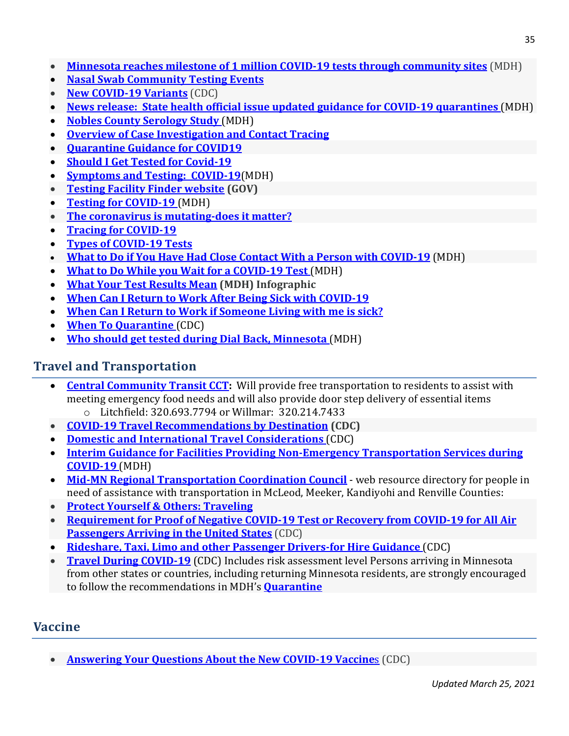- **Minnesota reaches milestone of 1 million COVID-19 tests through community sites** (MDH)
- **Nasal Swab Community Testing Events**
- **New COVID-19 Variants** (CDC)
- **News release: State health official issue updated guidance for COVID-19 quarantines** (MDH)
- **Nobles County Serology Study** (MDH)
- **Overview of Case Investigation and Contact Tracing**
- **Quarantine Guidance for COVID19**
- **Should I Get Tested for Covid-19**
- **Symptoms and Testing: COVID-19**(MDH)
- **Testing Facility Finder website** **(GOV)**
- **Testing for COVID-19** (MDH)
- **The coronavirus is mutating-does it matter?**
- **Tracing for COVID-19**
- **Types of COVID-19 Tests**
- **What to Do if You Have Had Close Contact With a Person with COVID-19** (MDH)
- **What to Do While you Wait for a COVID-19 Test** (MDH)
- **What Your Test Results Mean** **(MDH) Infographic**
- **When Can I Return to Work After Being Sick with COVID-19**
- **When Can I Return to Work if Someone Living with me is sick?**
- **When To Quarantine** (CDC)
- **Who should get tested during Dial Back, Minnesota** (MDH)

## Travel and Transportation

- **Central Community Transit CCT:** Will provide free transportation to residents to assist with meeting emergency food needs and will also provide door step delivery of essential items
  - Litchfield: 320.693.7794 or Willmar: 320.214.7433
- **COVID-19 Travel Recommendations by Destination** **(CDC)**
- **Domestic and International Travel Considerations** (CDC)
- **Interim Guidance for Facilities Providing Non-Emergency Transportation Services during COVID-19** (MDH)
- **Mid-MN Regional Transportation Coordination Council** - web resource directory for people in need of assistance with transportation in McLeod, Meeker, Kandiyohi and Renville Counties:
- **Protect Yourself & Others: Traveling**
- **Requirement for Proof of Negative COVID-19 Test or Recovery from COVID-19 for All Air Passengers Arriving in the United States** (CDC)
- **Rideshare, Taxi, Limo and other Passenger Drivers-for Hire Guidance** (CDC)
- **Travel During COVID-19** (CDC) Includes risk assessment level Persons arriving in Minnesota from other states or countries, including returning Minnesota residents, are strongly encouraged to follow the recommendations in MDH's **Quarantine**

## Vaccine

- **Answering Your Questions About the New COVID-19 Vaccines** (CDC)

*Updated March 25, 2021*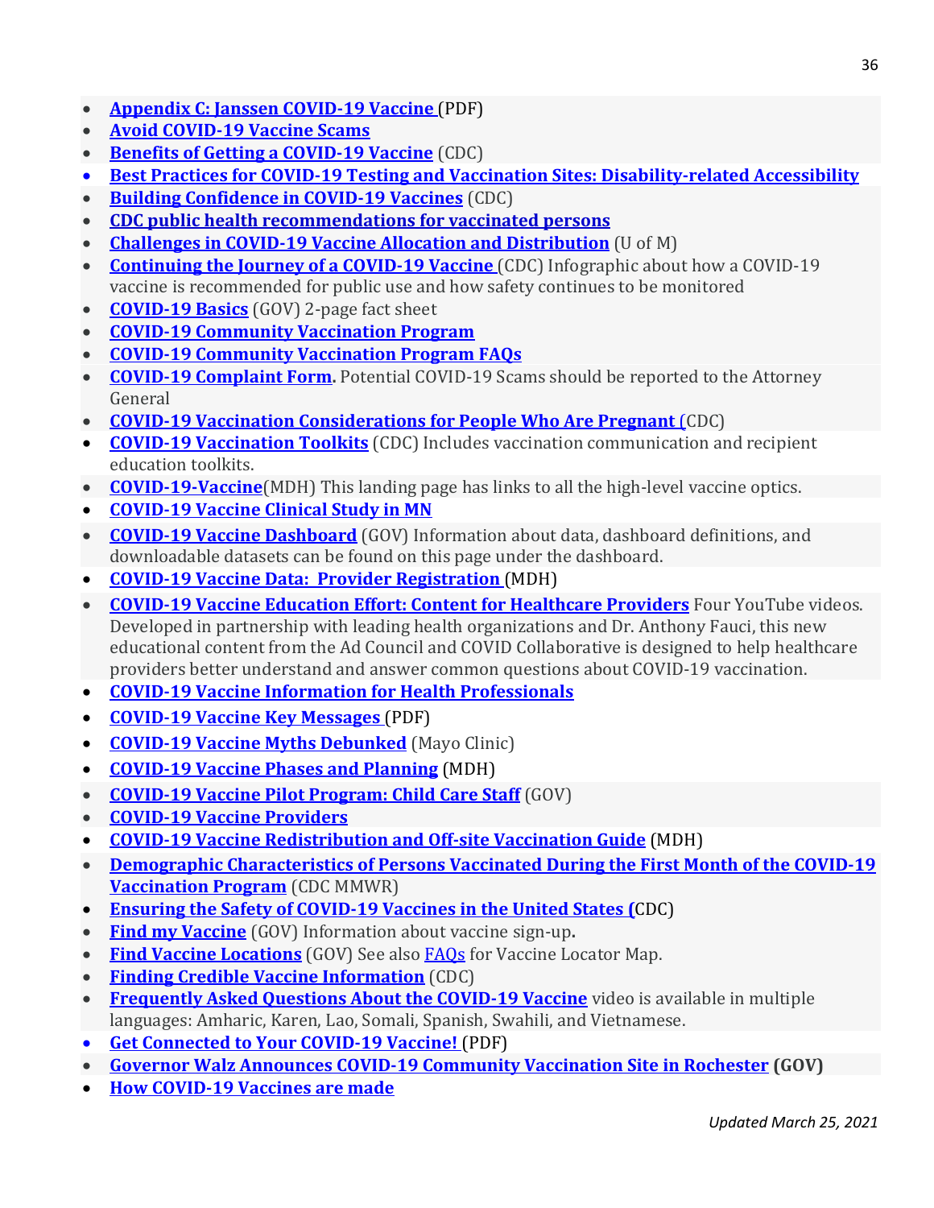- **Appendix C: Janssen COVID-19 Vaccine** (PDF)
- **Avoid COVID-19 Vaccine Scams**
- **Benefits of Getting a COVID-19 Vaccine** (CDC)
- **Best Practices for COVID-19 Testing and Vaccination Sites: Disability-related Accessibility**
- **Building Confidence in COVID-19 Vaccines** (CDC)
- **CDC public health recommendations for vaccinated persons**
- **Challenges in COVID-19 Vaccine Allocation and Distribution** (U of M)
- **Continuing the Journey of a COVID-19 Vaccine** (CDC) Infographic about how a COVID-19 vaccine is recommended for public use and how safety continues to be monitored
- **COVID-19 Basics** (GOV) 2-page fact sheet
- **COVID-19 Community Vaccination Program**
- **COVID-19 Community Vaccination Program FAQs**
- **COVID-19 Complaint Form.** Potential COVID-19 Scams should be reported to the Attorney General
- **COVID-19 Vaccination Considerations for People Who Are Pregnant** (CDC)
- **COVID-19 Vaccination Toolkits** (CDC) Includes vaccination communication and recipient education toolkits.
- **COVID-19-Vaccine**(MDH) This landing page has links to all the high-level vaccine optics.
- **COVID-19 Vaccine Clinical Study in MN**
- **COVID-19 Vaccine Dashboard** (GOV) Information about data, dashboard definitions, and downloadable datasets can be found on this page under the dashboard.
- **COVID-19 Vaccine Data: Provider Registration** (MDH)
- **COVID-19 Vaccine Education Effort: Content for Healthcare Providers** Four YouTube videos. Developed in partnership with leading health organizations and Dr. Anthony Fauci, this new educational content from the Ad Council and COVID Collaborative is designed to help healthcare providers better understand and answer common questions about COVID-19 vaccination.
- **COVID-19 Vaccine Information for Health Professionals**
- **COVID-19 Vaccine Key Messages** (PDF)
- **COVID-19 Vaccine Myths Debunked** (Mayo Clinic)
- **COVID-19 Vaccine Phases and Planning** (MDH)
- **COVID-19 Vaccine Pilot Program: Child Care Staff** (GOV)
- **COVID-19 Vaccine Providers**
- **COVID-19 Vaccine Redistribution and Off-site Vaccination Guide** (MDH)
- **Demographic Characteristics of Persons Vaccinated During the First Month of the COVID-19 Vaccination Program** (CDC MMWR)
- **Ensuring the Safety of COVID-19 Vaccines in the United States** (CDC)
- **Find my Vaccine** (GOV) Information about vaccine sign-up**.**
- **Find Vaccine Locations** (GOV) See also FAQs for Vaccine Locator Map.
- **Finding Credible Vaccine Information** (CDC)
- **Frequently Asked Questions About the COVID-19 Vaccine** video is available in multiple languages: Amharic, Karen, Lao, Somali, Spanish, Swahili, and Vietnamese.
- **Get Connected to Your COVID-19 Vaccine!** (PDF)
- **Governor Walz Announces COVID-19 Community Vaccination Site in Rochester** **(GOV)**
- **How COVID-19 Vaccines are made**

*Updated March 25, 2021*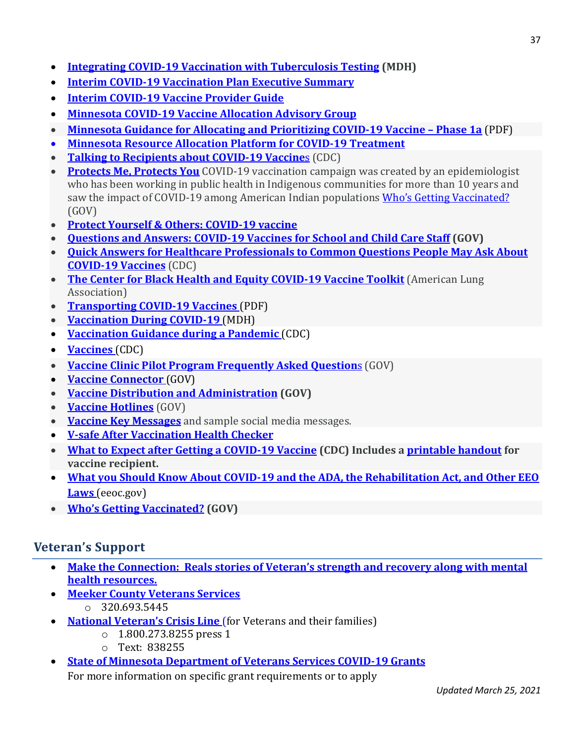- **Integrating COVID-19 Vaccination with Tuberculosis Testing** **(MDH)**
- **Interim COVID-19 Vaccination Plan Executive Summary**
- **Interim COVID-19 Vaccine Provider Guide**
- **Minnesota COVID-19 Vaccine Allocation Advisory Group**
- **Minnesota Guidance for Allocating and Prioritizing COVID-19 Vaccine – Phase 1a** (PDF)
- **Minnesota Resource Allocation Platform for COVID-19 Treatment**
- **Talking to Recipients about COVID-19 Vaccines** (CDC)
- **Protects Me, Protects You** COVID-19 vaccination campaign was created by an epidemiologist who has been working in public health in Indigenous communities for more than 10 years and saw the impact of COVID-19 among American Indian populations Who's Getting Vaccinated? (GOV)
- **Protect Yourself & Others: COVID-19 vaccine**
- **Questions and Answers: COVID-19 Vaccines for School and Child Care Staff** **(GOV)**
- **Quick Answers for Healthcare Professionals to Common Questions People May Ask About COVID-19 Vaccines** (CDC)
- **The Center for Black Health and Equity COVID-19 Vaccine Toolkit** (American Lung Association)
- **Transporting COVID-19 Vaccines** (PDF)
- **Vaccination During COVID-19** (MDH)
- **Vaccination Guidance during a Pandemic** (CDC)
- **Vaccines** (CDC)
- **Vaccine Clinic Pilot Program Frequently Asked Questions** (GOV)
- **Vaccine Connector** (GOV)
- **Vaccine Distribution and Administration** **(GOV)**
- **Vaccine Hotlines** (GOV)
- **Vaccine Key Messages** and sample social media messages.
- **V-safe After Vaccination Health Checker**
- **What to Expect after Getting a COVID-19 Vaccine** **(CDC) Includes a** **printable handout** **for vaccine recipient.**
- **What you Should Know About COVID-19 and the ADA, the Rehabilitation Act, and Other EEO Laws** (eeoc.gov)
- **Who's Getting Vaccinated?** **(GOV)**

## Veteran's Support

- **Make the Connection: Reals stories of Veteran's strength and recovery along with mental health resources.**
- **Meeker County Veterans Services**
  - 320.693.5445
- **National Veteran's Crisis Line** (for Veterans and their families)
  - 1.800.273.8255 press 1
  - Text: 838255
- **State of Minnesota Department of Veterans Services COVID-19 Grants**
  For more information on specific grant requirements or to apply

*Updated March 25, 2021*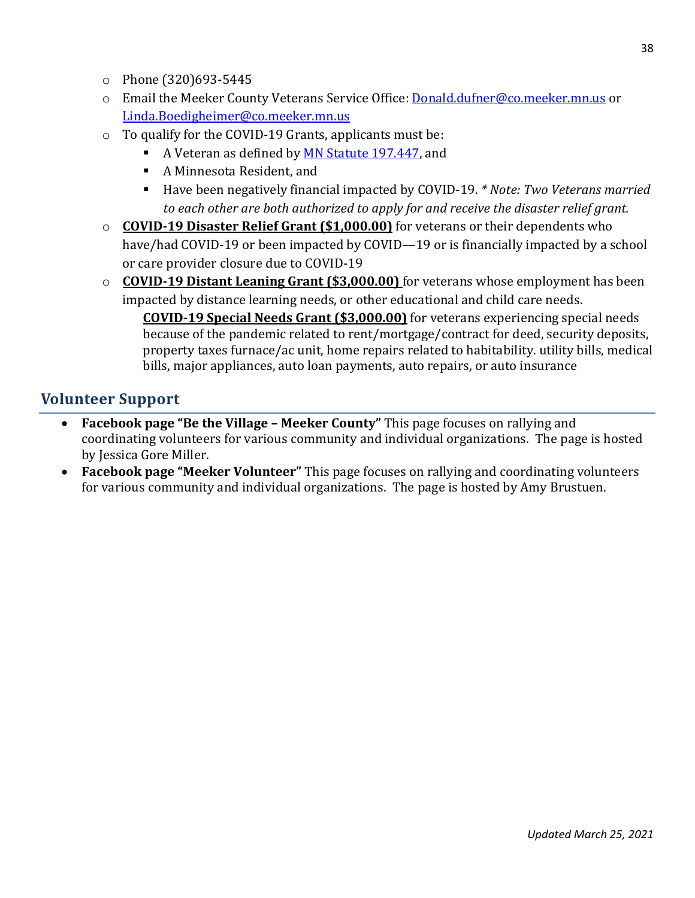- Phone (320)693-5445
- Email the Meeker County Veterans Service Office: [Donald.dufner@co.meeker.mn.us](mailto:Donald.dufner@co.meeker.mn.us) or [Linda.Boedigheimer@co.meeker.mn.us](mailto:Linda.Boedigheimer@co.meeker.mn.us)
- To qualify for the COVID-19 Grants, applicants must be:
  - A Veteran as defined by [MN Statute 197.447](), and
  - A Minnesota Resident, and
  - Have been negatively financial impacted by COVID-19. *\* Note: Two Veterans married to each other are both authorized to apply for and receive the disaster relief grant.*
- **COVID-19 Disaster Relief Grant ($1,000.00)** for veterans or their dependents who have/had COVID-19 or been impacted by COVID—19 or is financially impacted by a school or care provider closure due to COVID-19
- **COVID-19 Distant Leaning Grant ($3,000.00)** for veterans whose employment has been impacted by distance learning needs, or other educational and child care needs.

  **COVID-19 Special Needs Grant ($3,000.00)** for veterans experiencing special needs because of the pandemic related to rent/mortgage/contract for deed, security deposits, property taxes furnace/ac unit, home repairs related to habitability. utility bills, medical bills, major appliances, auto loan payments, auto repairs, or auto insurance

## Volunteer Support

- **Facebook page "Be the Village – Meeker County"** This page focuses on rallying and coordinating volunteers for various community and individual organizations. The page is hosted by Jessica Gore Miller.
- **Facebook page "Meeker Volunteer"** This page focuses on rallying and coordinating volunteers for various community and individual organizations. The page is hosted by Amy Brustuen.

*Updated March 25, 2021*